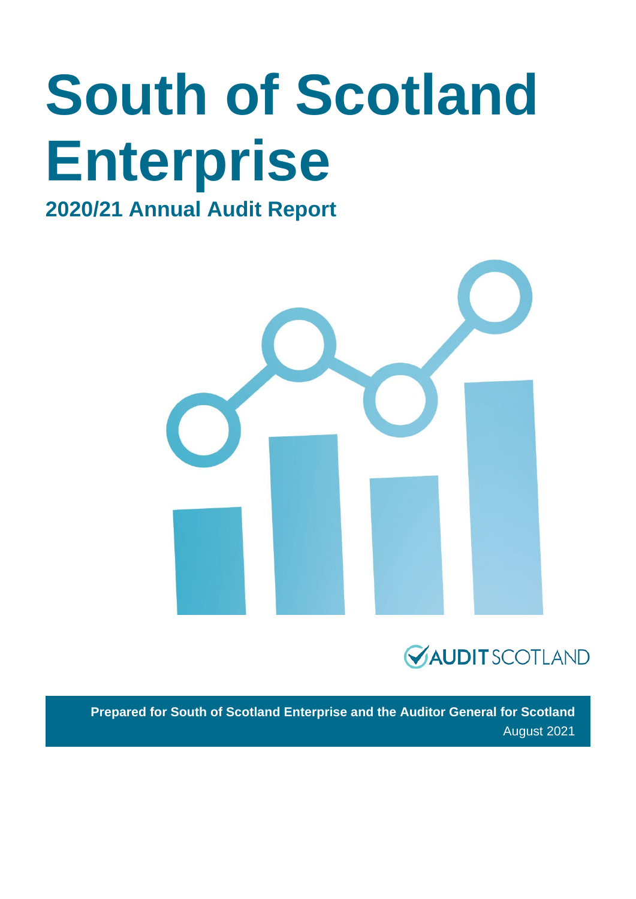# South of Scotland Enterprise

## 2020/21 Annual Audit Report

AUDIT SCOTLAND

**Prepared for South of Scotland Enterprise and the Auditor General for Scotland**

August 2021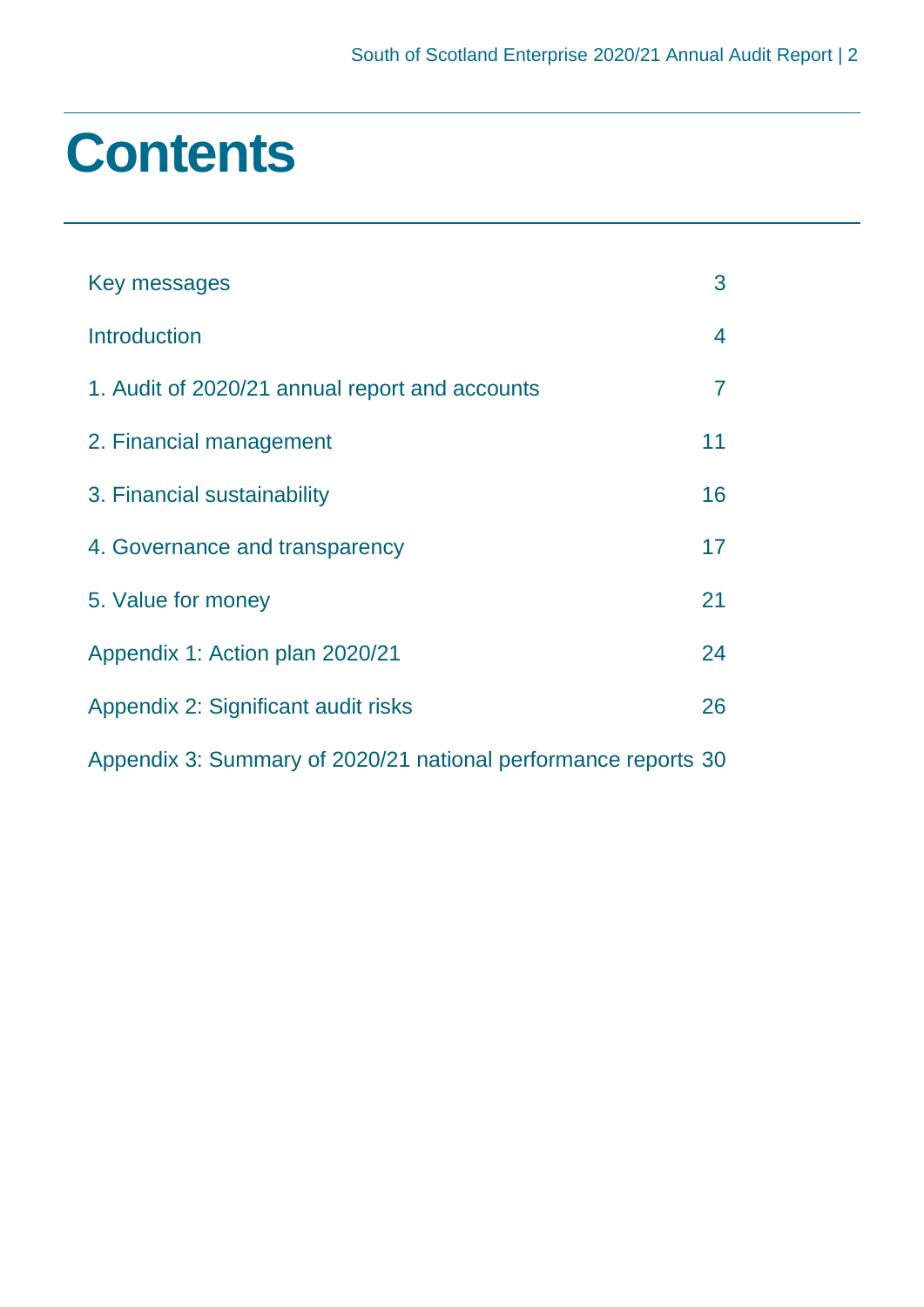# Contents

| | |
|---|---|
| Key messages | 3 |
| Introduction | 4 |
| 1. Audit of 2020/21 annual report and accounts | 7 |
| 2. Financial management | 11 |
| 3. Financial sustainability | 16 |
| 4. Governance and transparency | 17 |
| 5. Value for money | 21 |
| Appendix 1: Action plan 2020/21 | 24 |
| Appendix 2: Significant audit risks | 26 |
| Appendix 3: Summary of 2020/21 national performance reports | 30 |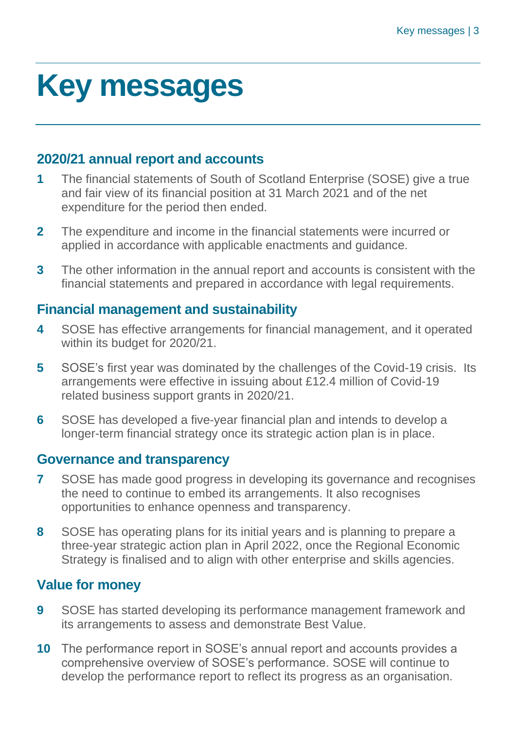# Key messages

## 2020/21 annual report and accounts

**1** The financial statements of South of Scotland Enterprise (SOSE) give a true and fair view of its financial position at 31 March 2021 and of the net expenditure for the period then ended.

**2** The expenditure and income in the financial statements were incurred or applied in accordance with applicable enactments and guidance.

**3** The other information in the annual report and accounts is consistent with the financial statements and prepared in accordance with legal requirements.

## Financial management and sustainability

**4** SOSE has effective arrangements for financial management, and it operated within its budget for 2020/21.

**5** SOSE's first year was dominated by the challenges of the Covid-19 crisis. Its arrangements were effective in issuing about £12.4 million of Covid-19 related business support grants in 2020/21.

**6** SOSE has developed a five-year financial plan and intends to develop a longer-term financial strategy once its strategic action plan is in place.

## Governance and transparency

**7** SOSE has made good progress in developing its governance and recognises the need to continue to embed its arrangements. It also recognises opportunities to enhance openness and transparency.

**8** SOSE has operating plans for its initial years and is planning to prepare a three-year strategic action plan in April 2022, once the Regional Economic Strategy is finalised and to align with other enterprise and skills agencies.

## Value for money

**9** SOSE has started developing its performance management framework and its arrangements to assess and demonstrate Best Value.

**10** The performance report in SOSE's annual report and accounts provides a comprehensive overview of SOSE's performance. SOSE will continue to develop the performance report to reflect its progress as an organisation.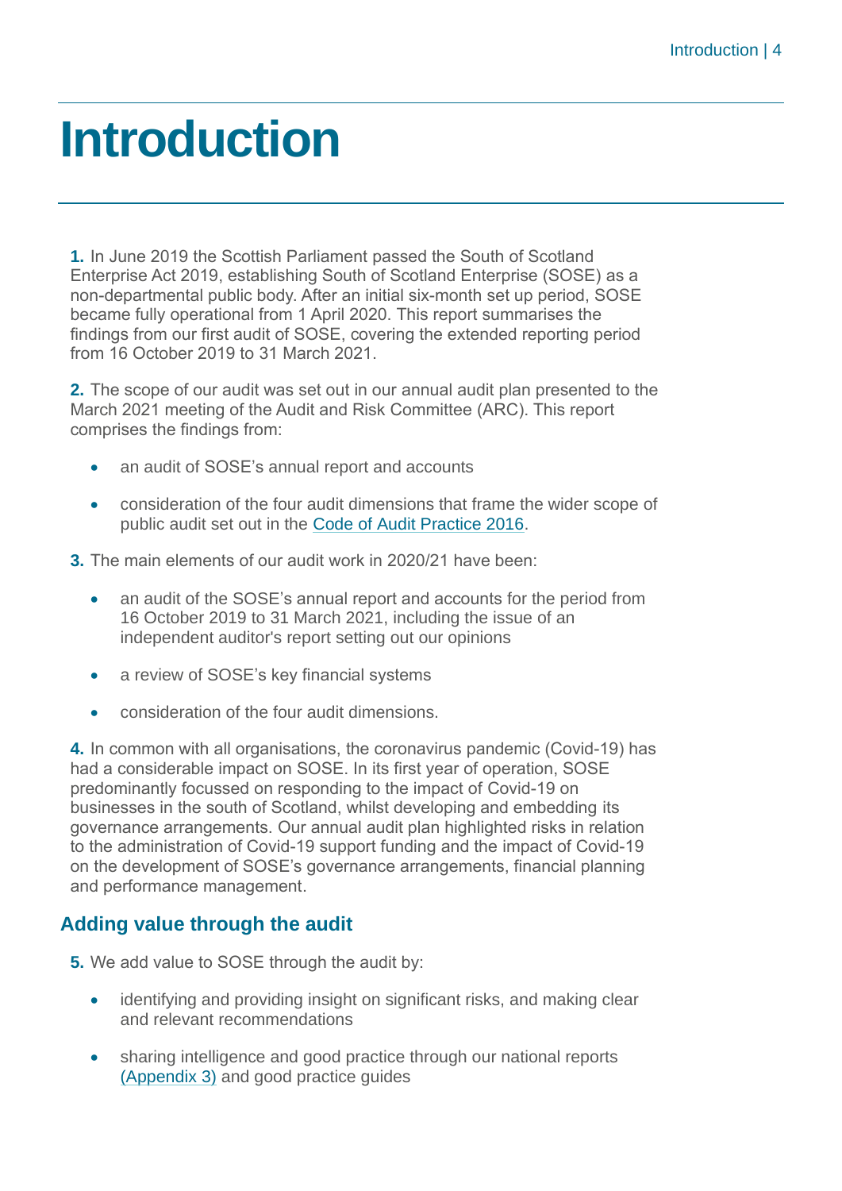# Introduction

**1.** In June 2019 the Scottish Parliament passed the South of Scotland Enterprise Act 2019, establishing South of Scotland Enterprise (SOSE) as a non-departmental public body. After an initial six-month set up period, SOSE became fully operational from 1 April 2020. This report summarises the findings from our first audit of SOSE, covering the extended reporting period from 16 October 2019 to 31 March 2021.

**2.** The scope of our audit was set out in our annual audit plan presented to the March 2021 meeting of the Audit and Risk Committee (ARC). This report comprises the findings from:

- an audit of SOSE's annual report and accounts
- consideration of the four audit dimensions that frame the wider scope of public audit set out in the Code of Audit Practice 2016.

**3.** The main elements of our audit work in 2020/21 have been:

- an audit of the SOSE's annual report and accounts for the period from 16 October 2019 to 31 March 2021, including the issue of an independent auditor's report setting out our opinions
- a review of SOSE's key financial systems
- consideration of the four audit dimensions.

**4.** In common with all organisations, the coronavirus pandemic (Covid-19) has had a considerable impact on SOSE. In its first year of operation, SOSE predominantly focussed on responding to the impact of Covid-19 on businesses in the south of Scotland, whilst developing and embedding its governance arrangements. Our annual audit plan highlighted risks in relation to the administration of Covid-19 support funding and the impact of Covid-19 on the development of SOSE's governance arrangements, financial planning and performance management.

## Adding value through the audit

**5.** We add value to SOSE through the audit by:

- identifying and providing insight on significant risks, and making clear and relevant recommendations
- sharing intelligence and good practice through our national reports (Appendix 3) and good practice guides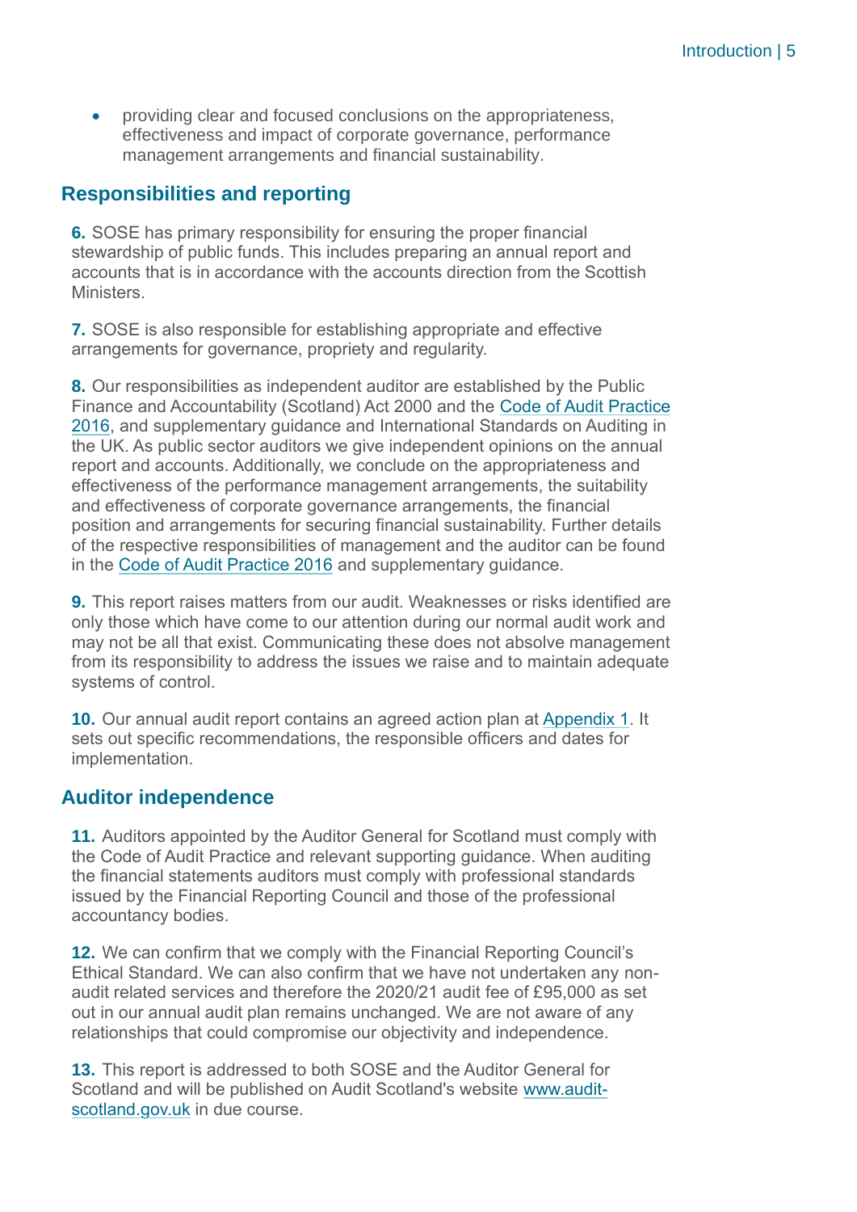- providing clear and focused conclusions on the appropriateness, effectiveness and impact of corporate governance, performance management arrangements and financial sustainability.

## Responsibilities and reporting

**6.** SOSE has primary responsibility for ensuring the proper financial stewardship of public funds. This includes preparing an annual report and accounts that is in accordance with the accounts direction from the Scottish Ministers.

**7.** SOSE is also responsible for establishing appropriate and effective arrangements for governance, propriety and regularity.

**8.** Our responsibilities as independent auditor are established by the Public Finance and Accountability (Scotland) Act 2000 and the Code of Audit Practice 2016, and supplementary guidance and International Standards on Auditing in the UK. As public sector auditors we give independent opinions on the annual report and accounts. Additionally, we conclude on the appropriateness and effectiveness of the performance management arrangements, the suitability and effectiveness of corporate governance arrangements, the financial position and arrangements for securing financial sustainability. Further details of the respective responsibilities of management and the auditor can be found in the Code of Audit Practice 2016 and supplementary guidance.

**9.** This report raises matters from our audit. Weaknesses or risks identified are only those which have come to our attention during our normal audit work and may not be all that exist. Communicating these does not absolve management from its responsibility to address the issues we raise and to maintain adequate systems of control.

**10.** Our annual audit report contains an agreed action plan at Appendix 1. It sets out specific recommendations, the responsible officers and dates for implementation.

## Auditor independence

**11.** Auditors appointed by the Auditor General for Scotland must comply with the Code of Audit Practice and relevant supporting guidance. When auditing the financial statements auditors must comply with professional standards issued by the Financial Reporting Council and those of the professional accountancy bodies.

**12.** We can confirm that we comply with the Financial Reporting Council's Ethical Standard. We can also confirm that we have not undertaken any non-audit related services and therefore the 2020/21 audit fee of £95,000 as set out in our annual audit plan remains unchanged. We are not aware of any relationships that could compromise our objectivity and independence.

**13.** This report is addressed to both SOSE and the Auditor General for Scotland and will be published on Audit Scotland's website www.audit-scotland.gov.uk in due course.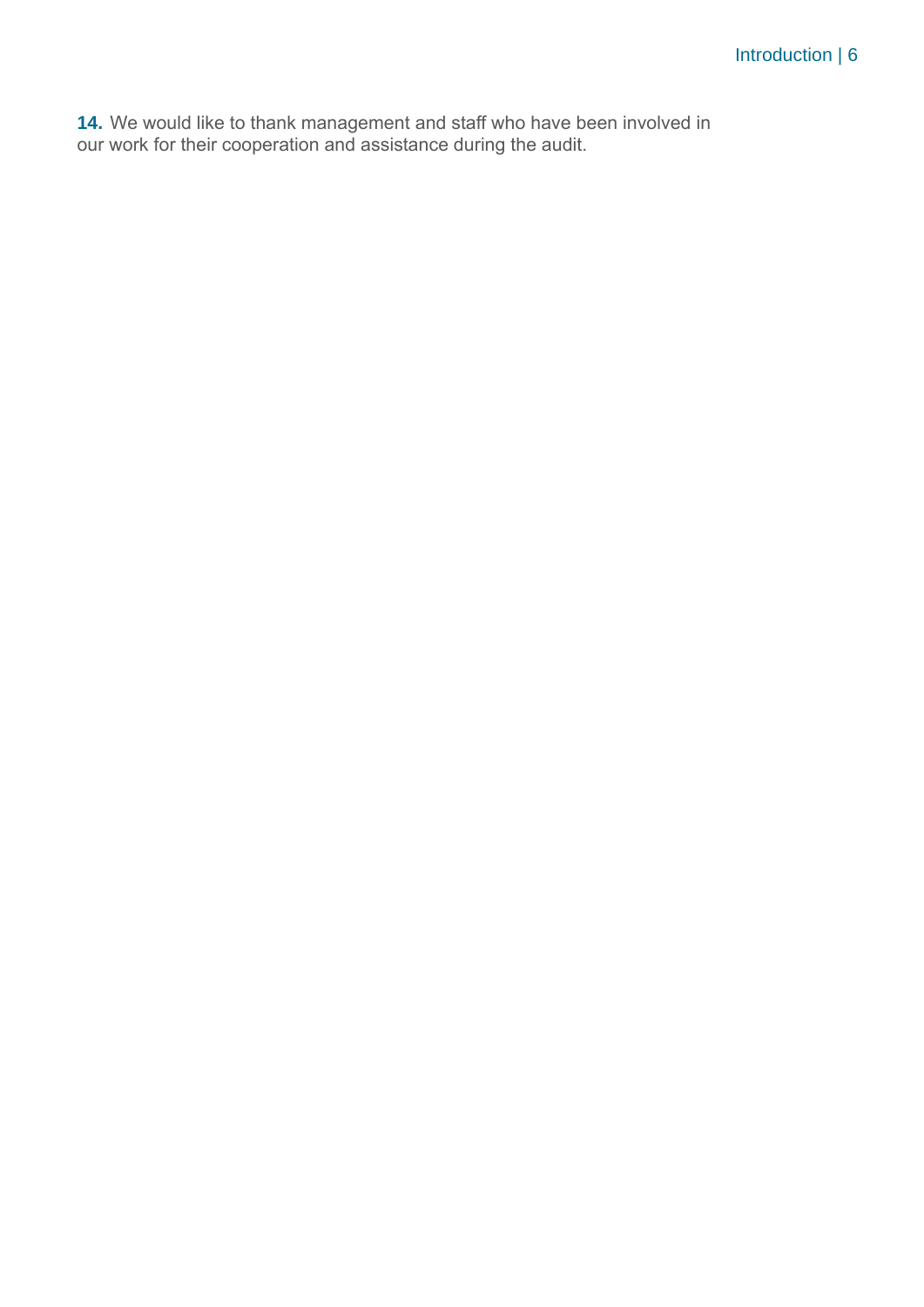**14.** We would like to thank management and staff who have been involved in our work for their cooperation and assistance during the audit.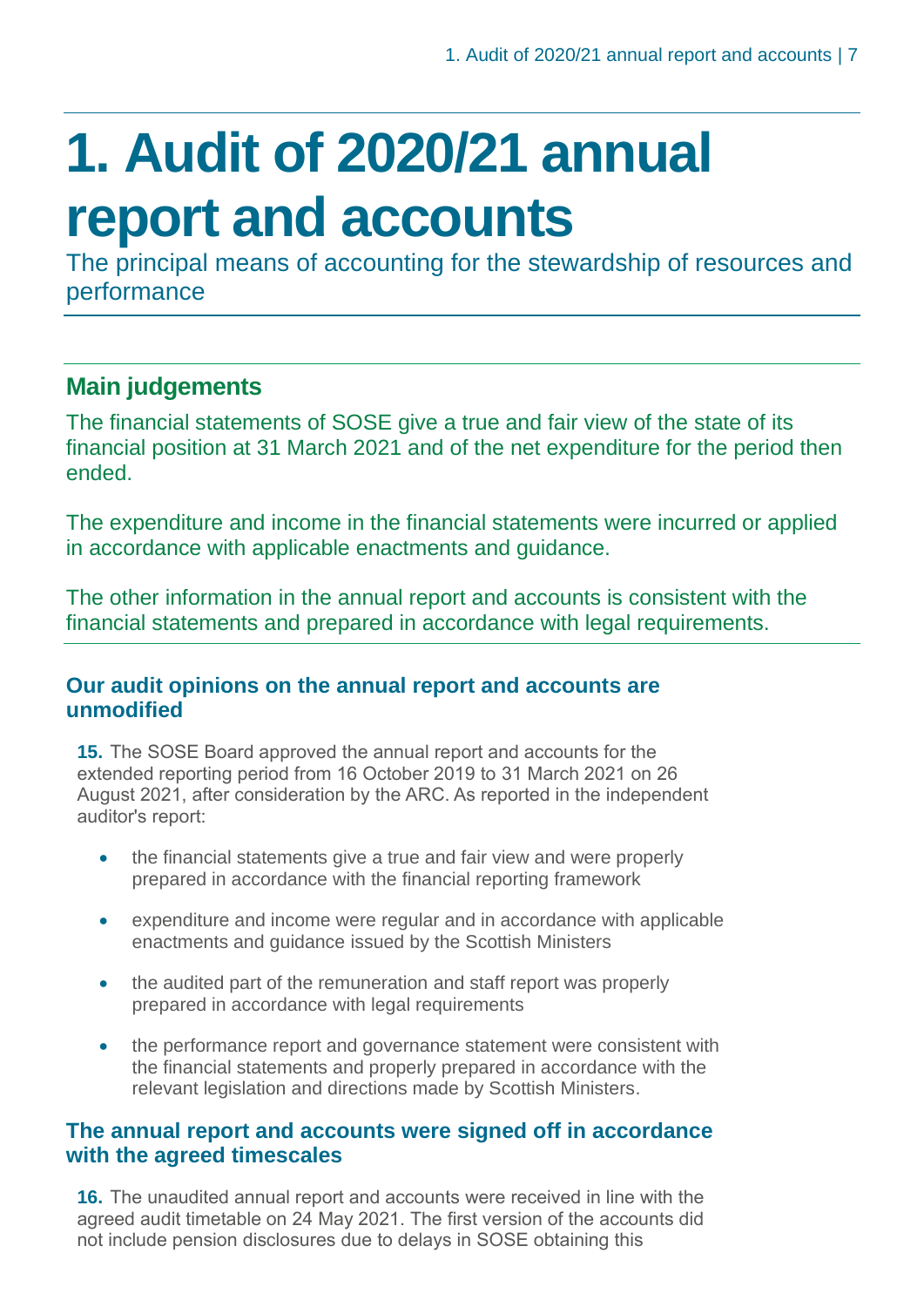# 1. Audit of 2020/21 annual report and accounts

The principal means of accounting for the stewardship of resources and performance

## Main judgements

The financial statements of SOSE give a true and fair view of the state of its financial position at 31 March 2021 and of the net expenditure for the period then ended.

The expenditure and income in the financial statements were incurred or applied in accordance with applicable enactments and guidance.

The other information in the annual report and accounts is consistent with the financial statements and prepared in accordance with legal requirements.

### Our audit opinions on the annual report and accounts are unmodified

**15.** The SOSE Board approved the annual report and accounts for the extended reporting period from 16 October 2019 to 31 March 2021 on 26 August 2021, after consideration by the ARC. As reported in the independent auditor's report:

- the financial statements give a true and fair view and were properly prepared in accordance with the financial reporting framework
- expenditure and income were regular and in accordance with applicable enactments and guidance issued by the Scottish Ministers
- the audited part of the remuneration and staff report was properly prepared in accordance with legal requirements
- the performance report and governance statement were consistent with the financial statements and properly prepared in accordance with the relevant legislation and directions made by Scottish Ministers.

### The annual report and accounts were signed off in accordance with the agreed timescales

**16.** The unaudited annual report and accounts were received in line with the agreed audit timetable on 24 May 2021. The first version of the accounts did not include pension disclosures due to delays in SOSE obtaining this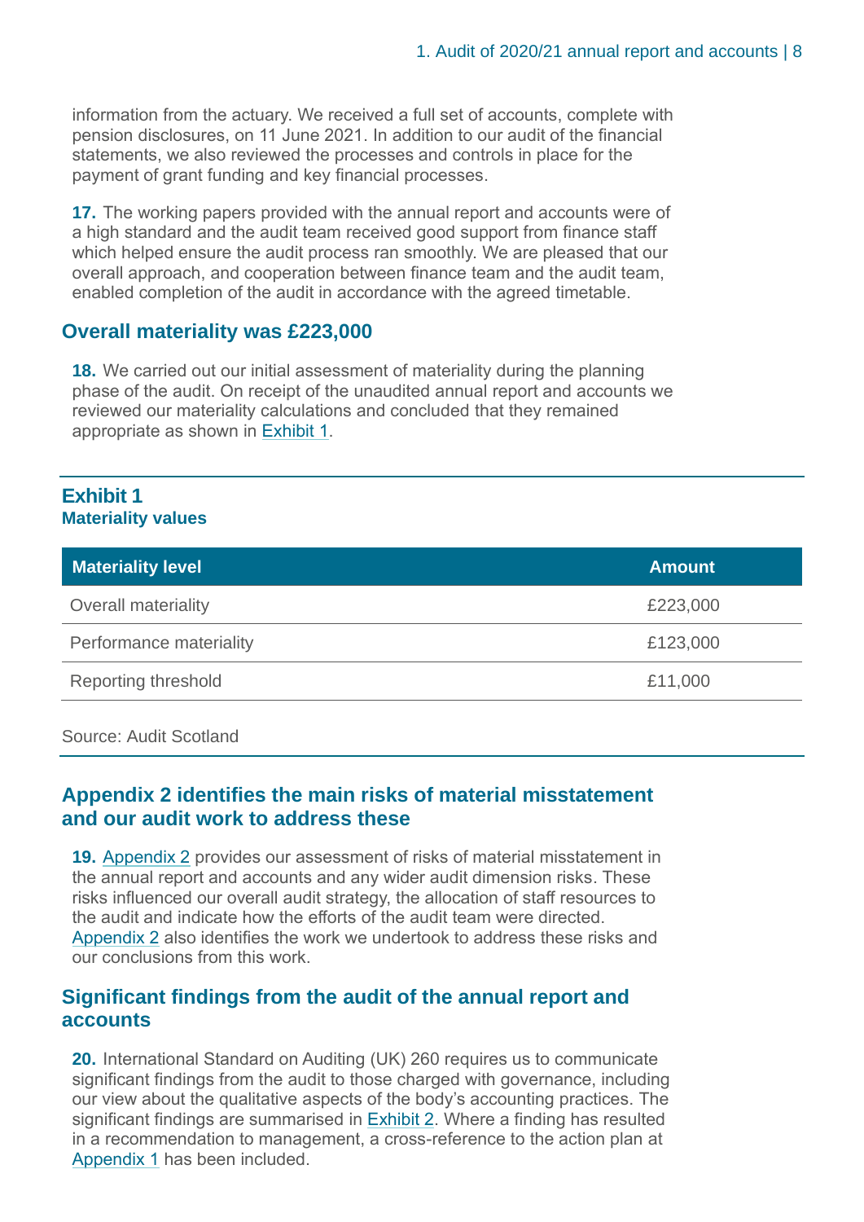information from the actuary. We received a full set of accounts, complete with pension disclosures, on 11 June 2021. In addition to our audit of the financial statements, we also reviewed the processes and controls in place for the payment of grant funding and key financial processes.

**17.** The working papers provided with the annual report and accounts were of a high standard and the audit team received good support from finance staff which helped ensure the audit process ran smoothly. We are pleased that our overall approach, and cooperation between finance team and the audit team, enabled completion of the audit in accordance with the agreed timetable.

## Overall materiality was £223,000

**18.** We carried out our initial assessment of materiality during the planning phase of the audit. On receipt of the unaudited annual report and accounts we reviewed our materiality calculations and concluded that they remained appropriate as shown in Exhibit 1.

**Exhibit 1**
**Materiality values**

| Materiality level | Amount |
|---|---|
| Overall materiality | £223,000 |
| Performance materiality | £123,000 |
| Reporting threshold | £11,000 |

Source: Audit Scotland

## Appendix 2 identifies the main risks of material misstatement and our audit work to address these

**19.** Appendix 2 provides our assessment of risks of material misstatement in the annual report and accounts and any wider audit dimension risks. These risks influenced our overall audit strategy, the allocation of staff resources to the audit and indicate how the efforts of the audit team were directed. Appendix 2 also identifies the work we undertook to address these risks and our conclusions from this work.

## Significant findings from the audit of the annual report and accounts

**20.** International Standard on Auditing (UK) 260 requires us to communicate significant findings from the audit to those charged with governance, including our view about the qualitative aspects of the body's accounting practices. The significant findings are summarised in Exhibit 2. Where a finding has resulted in a recommendation to management, a cross-reference to the action plan at Appendix 1 has been included.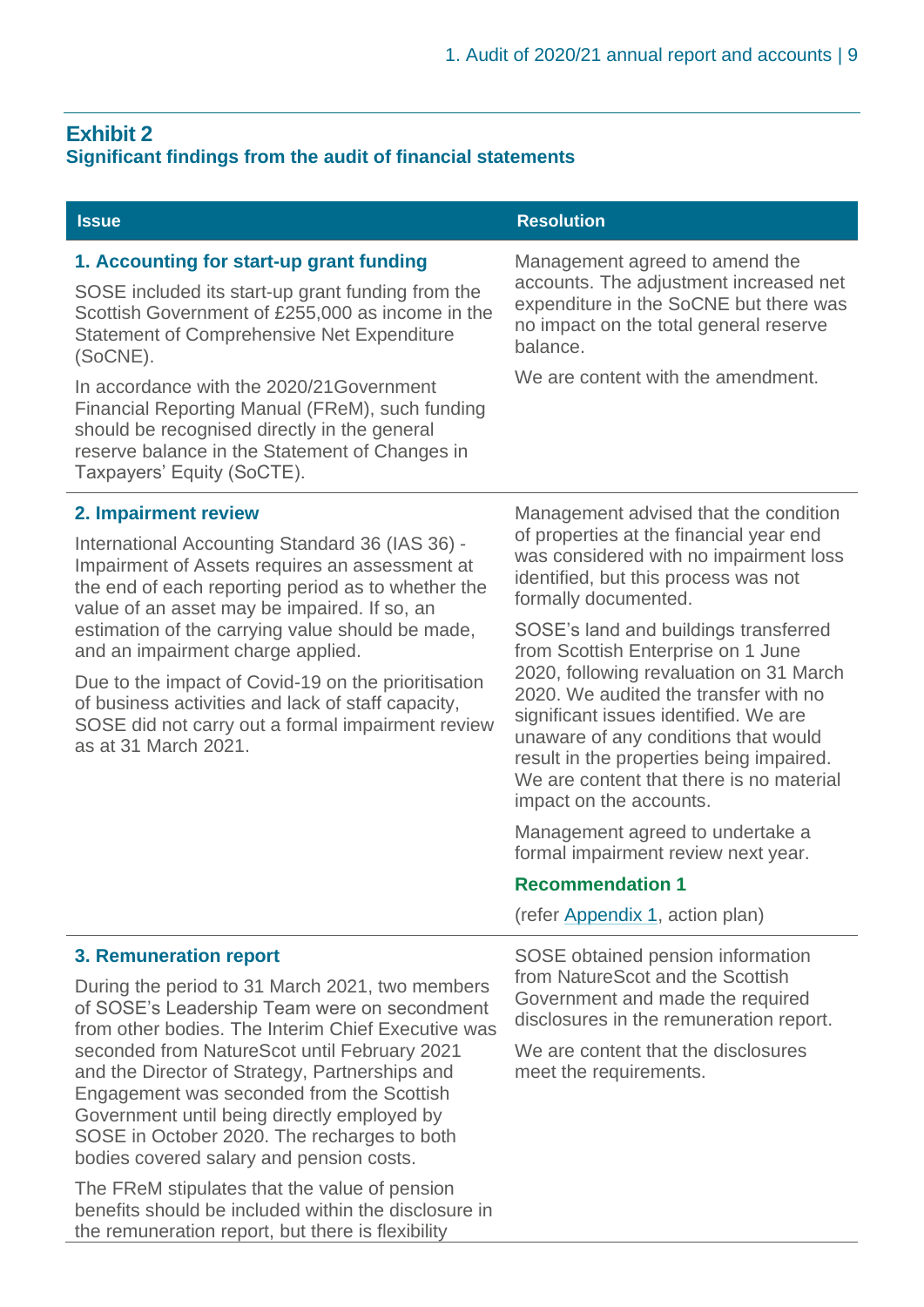## Exhibit 2
### Significant findings from the audit of financial statements

| Issue | Resolution |
|---|---|
| **1. Accounting for start-up grant funding**<br><br>SOSE included its start-up grant funding from the Scottish Government of £255,000 as income in the Statement of Comprehensive Net Expenditure (SoCNE).<br><br>In accordance with the 2020/21Government Financial Reporting Manual (FReM), such funding should be recognised directly in the general reserve balance in the Statement of Changes in Taxpayers' Equity (SoCTE). | Management agreed to amend the accounts. The adjustment increased net expenditure in the SoCNE but there was no impact on the total general reserve balance.<br><br>We are content with the amendment. |
| **2. Impairment review**<br><br>International Accounting Standard 36 (IAS 36) - Impairment of Assets requires an assessment at the end of each reporting period as to whether the value of an asset may be impaired. If so, an estimation of the carrying value should be made, and an impairment charge applied.<br><br>Due to the impact of Covid-19 on the prioritisation of business activities and lack of staff capacity, SOSE did not carry out a formal impairment review as at 31 March 2021. | Management advised that the condition of properties at the financial year end was considered with no impairment loss identified, but this process was not formally documented.<br><br>SOSE's land and buildings transferred from Scottish Enterprise on 1 June 2020, following revaluation on 31 March 2020. We audited the transfer with no significant issues identified. We are unaware of any conditions that would result in the properties being impaired. We are content that there is no material impact on the accounts.<br><br>Management agreed to undertake a formal impairment review next year.<br><br>**Recommendation 1**<br><br>(refer Appendix 1, action plan) |
| **3. Remuneration report**<br><br>During the period to 31 March 2021, two members of SOSE's Leadership Team were on secondment from other bodies. The Interim Chief Executive was seconded from NatureScot until February 2021 and the Director of Strategy, Partnerships and Engagement was seconded from the Scottish Government until being directly employed by SOSE in October 2020. The recharges to both bodies covered salary and pension costs.<br><br>The FReM stipulates that the value of pension benefits should be included within the disclosure in the remuneration report, but there is flexibility | SOSE obtained pension information from NatureScot and the Scottish Government and made the required disclosures in the remuneration report.<br><br>We are content that the disclosures meet the requirements. |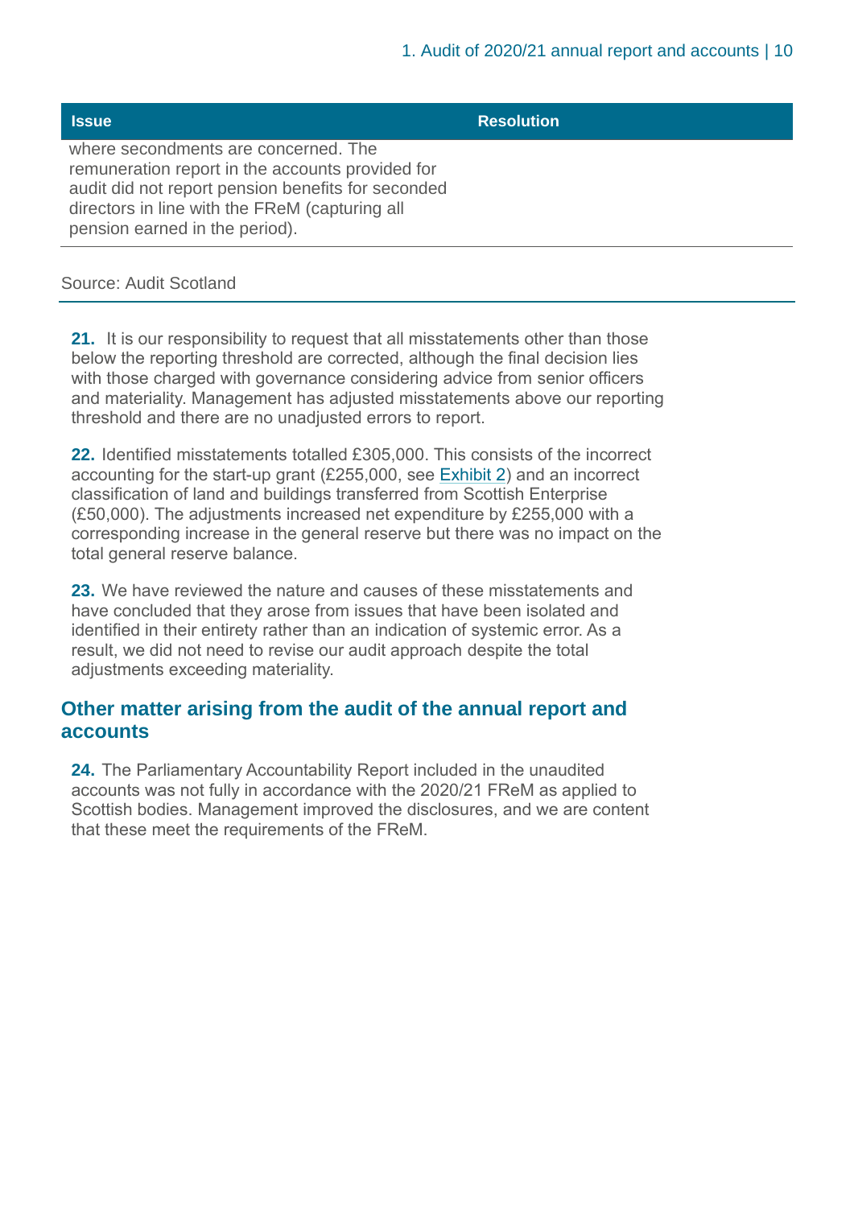| Issue | Resolution |
| --- | --- |
| where secondments are concerned. The remuneration report in the accounts provided for audit did not report pension benefits for seconded directors in line with the FReM (capturing all pension earned in the period). | |

Source: Audit Scotland

**21.** It is our responsibility to request that all misstatements other than those below the reporting threshold are corrected, although the final decision lies with those charged with governance considering advice from senior officers and materiality. Management has adjusted misstatements above our reporting threshold and there are no unadjusted errors to report.

**22.** Identified misstatements totalled £305,000. This consists of the incorrect accounting for the start-up grant (£255,000, see Exhibit 2) and an incorrect classification of land and buildings transferred from Scottish Enterprise (£50,000). The adjustments increased net expenditure by £255,000 with a corresponding increase in the general reserve but there was no impact on the total general reserve balance.

**23.** We have reviewed the nature and causes of these misstatements and have concluded that they arose from issues that have been isolated and identified in their entirety rather than an indication of systemic error. As a result, we did not need to revise our audit approach despite the total adjustments exceeding materiality.

## Other matter arising from the audit of the annual report and accounts

**24.** The Parliamentary Accountability Report included in the unaudited accounts was not fully in accordance with the 2020/21 FReM as applied to Scottish bodies. Management improved the disclosures, and we are content that these meet the requirements of the FReM.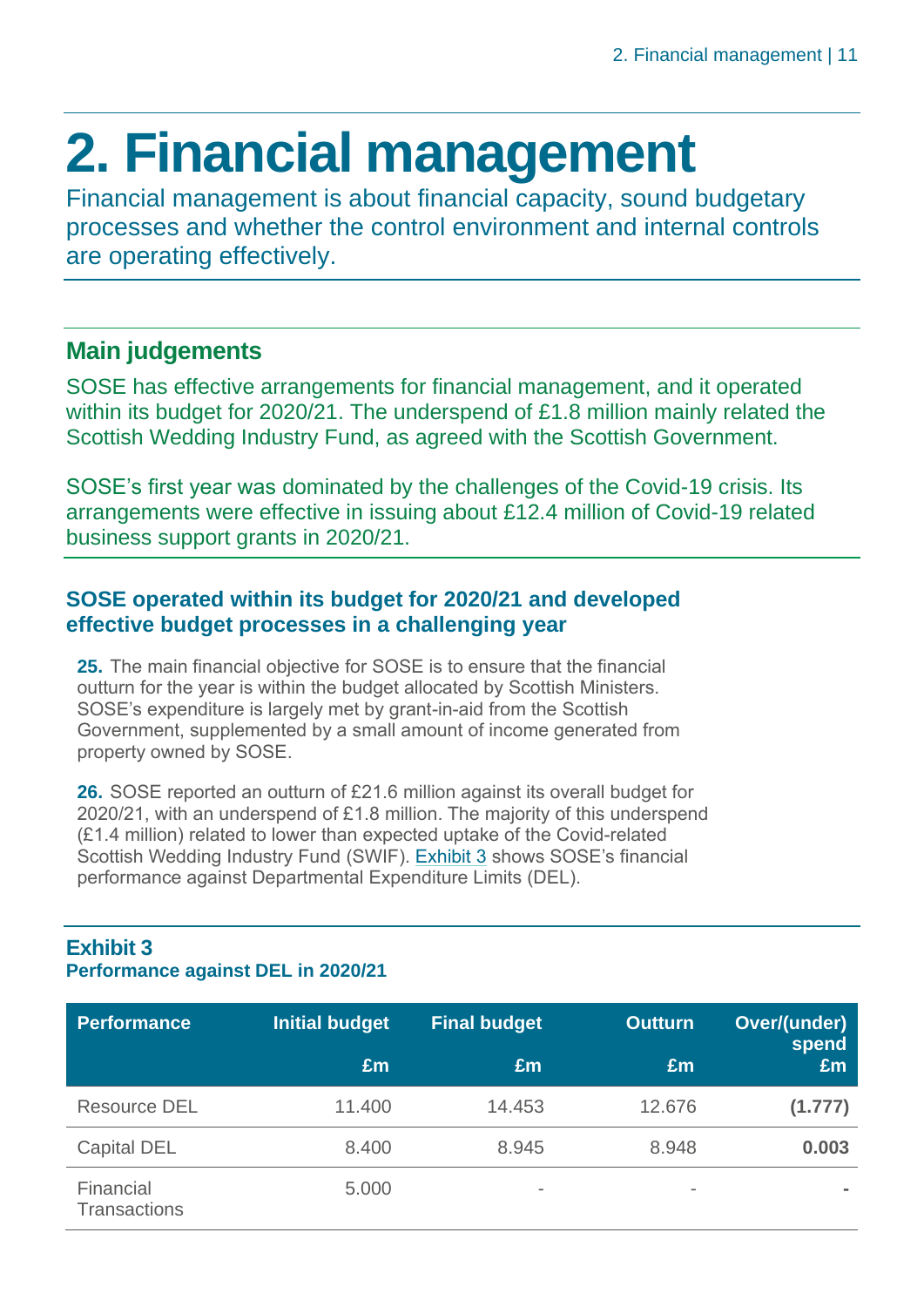# 2. Financial management

Financial management is about financial capacity, sound budgetary processes and whether the control environment and internal controls are operating effectively.

## Main judgements

SOSE has effective arrangements for financial management, and it operated within its budget for 2020/21. The underspend of £1.8 million mainly related the Scottish Wedding Industry Fund, as agreed with the Scottish Government.

SOSE's first year was dominated by the challenges of the Covid-19 crisis. Its arrangements were effective in issuing about £12.4 million of Covid-19 related business support grants in 2020/21.

### SOSE operated within its budget for 2020/21 and developed effective budget processes in a challenging year

**25.** The main financial objective for SOSE is to ensure that the financial outturn for the year is within the budget allocated by Scottish Ministers. SOSE's expenditure is largely met by grant-in-aid from the Scottish Government, supplemented by a small amount of income generated from property owned by SOSE.

**26.** SOSE reported an outturn of £21.6 million against its overall budget for 2020/21, with an underspend of £1.8 million. The majority of this underspend (£1.4 million) related to lower than expected uptake of the Covid-related Scottish Wedding Industry Fund (SWIF). Exhibit 3 shows SOSE's financial performance against Departmental Expenditure Limits (DEL).

**Exhibit 3**
**Performance against DEL in 2020/21**

| Performance | Initial budget £m | Final budget £m | Outturn £m | Over/(under) spend £m |
|---|---|---|---|---|
| Resource DEL | 11.400 | 14.453 | 12.676 | **(1.777)** |
| Capital DEL | 8.400 | 8.945 | 8.948 | **0.003** |
| Financial Transactions | 5.000 | - | - | **-** |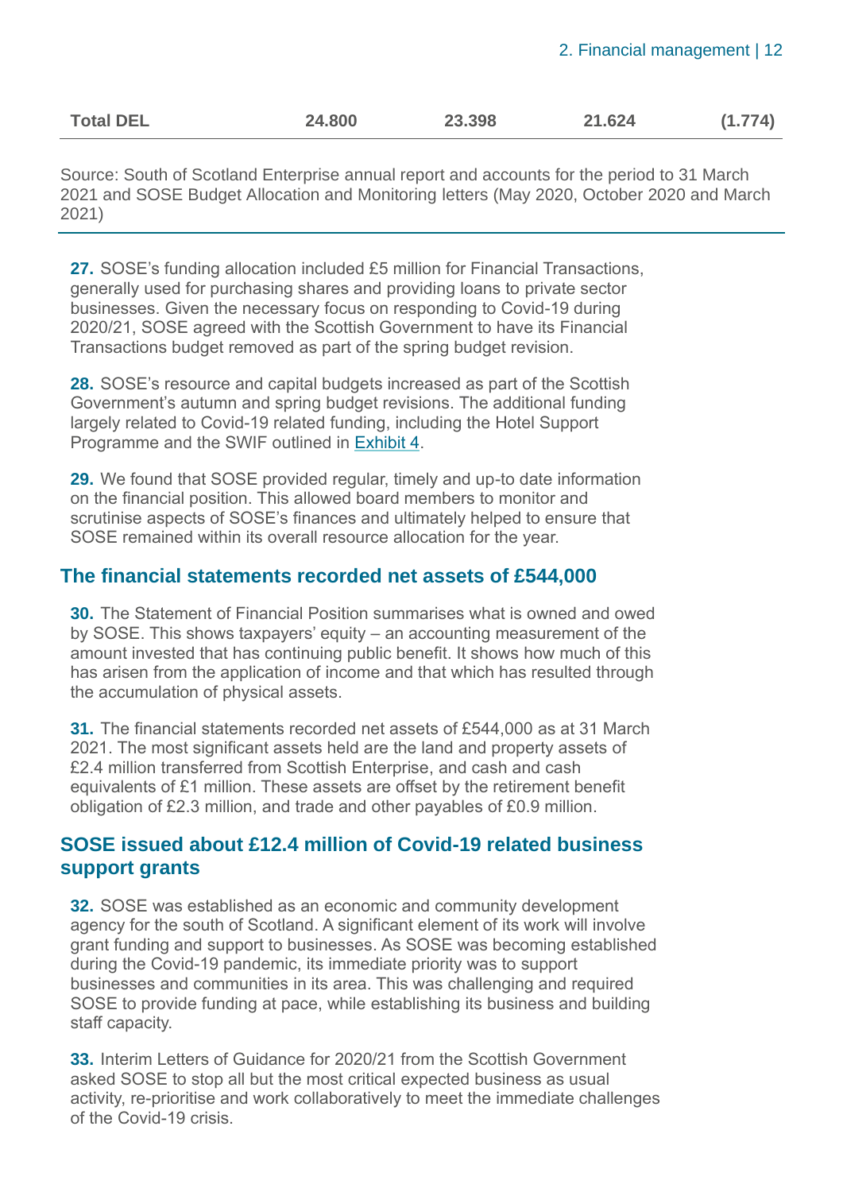| Total DEL | 24.800 | 23.398 | 21.624 | (1.774) |
| --- | --- | --- | --- | --- |

Source: South of Scotland Enterprise annual report and accounts for the period to 31 March 2021 and SOSE Budget Allocation and Monitoring letters (May 2020, October 2020 and March 2021)

**27.** SOSE's funding allocation included £5 million for Financial Transactions, generally used for purchasing shares and providing loans to private sector businesses. Given the necessary focus on responding to Covid-19 during 2020/21, SOSE agreed with the Scottish Government to have its Financial Transactions budget removed as part of the spring budget revision.

**28.** SOSE's resource and capital budgets increased as part of the Scottish Government's autumn and spring budget revisions. The additional funding largely related to Covid-19 related funding, including the Hotel Support Programme and the SWIF outlined in Exhibit 4.

**29.** We found that SOSE provided regular, timely and up-to date information on the financial position. This allowed board members to monitor and scrutinise aspects of SOSE's finances and ultimately helped to ensure that SOSE remained within its overall resource allocation for the year.

## The financial statements recorded net assets of £544,000

**30.** The Statement of Financial Position summarises what is owned and owed by SOSE. This shows taxpayers' equity – an accounting measurement of the amount invested that has continuing public benefit. It shows how much of this has arisen from the application of income and that which has resulted through the accumulation of physical assets.

**31.** The financial statements recorded net assets of £544,000 as at 31 March 2021. The most significant assets held are the land and property assets of £2.4 million transferred from Scottish Enterprise, and cash and cash equivalents of £1 million. These assets are offset by the retirement benefit obligation of £2.3 million, and trade and other payables of £0.9 million.

## SOSE issued about £12.4 million of Covid-19 related business support grants

**32.** SOSE was established as an economic and community development agency for the south of Scotland. A significant element of its work will involve grant funding and support to businesses. As SOSE was becoming established during the Covid-19 pandemic, its immediate priority was to support businesses and communities in its area. This was challenging and required SOSE to provide funding at pace, while establishing its business and building staff capacity.

**33.** Interim Letters of Guidance for 2020/21 from the Scottish Government asked SOSE to stop all but the most critical expected business as usual activity, re-prioritise and work collaboratively to meet the immediate challenges of the Covid-19 crisis.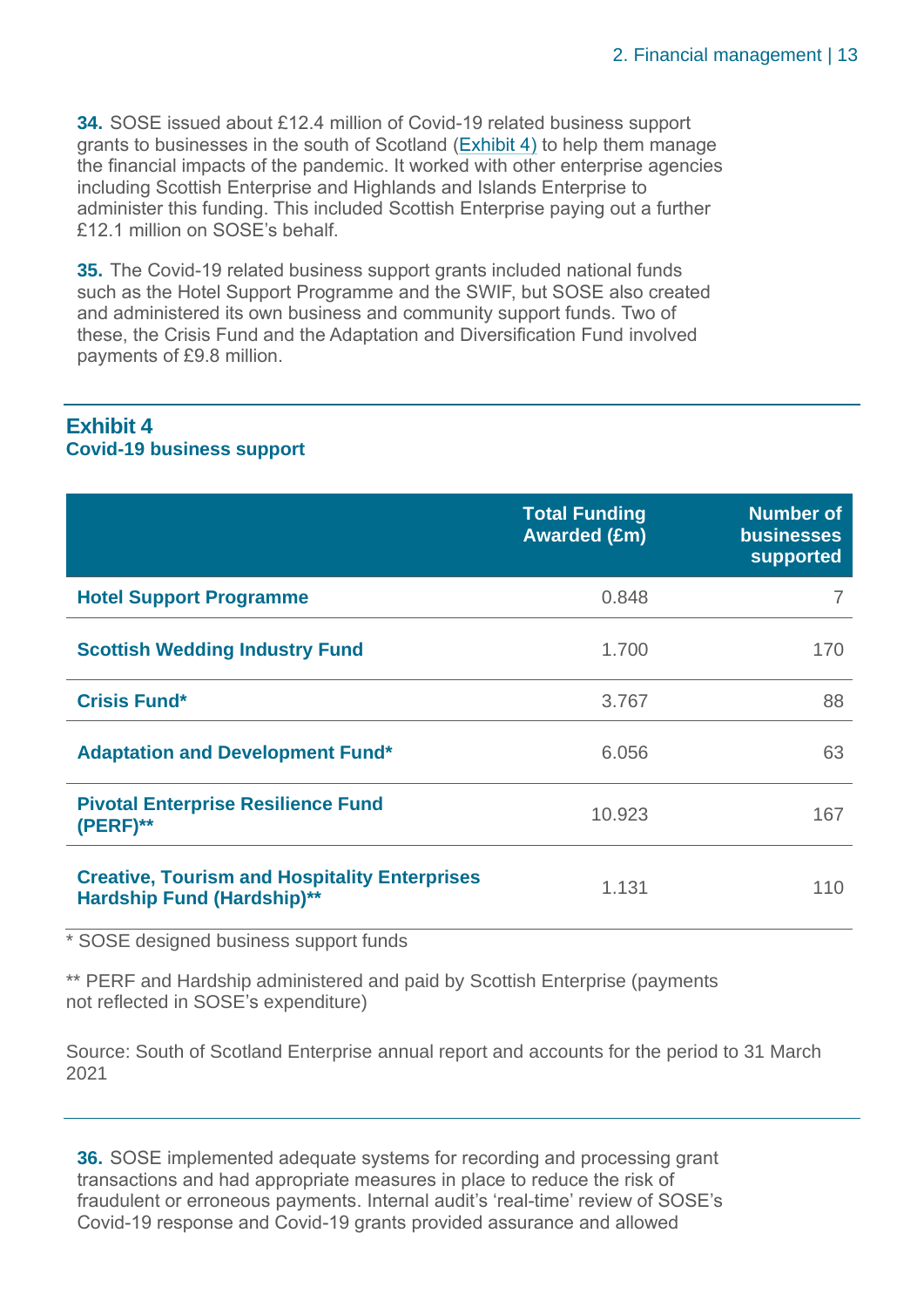**34.** SOSE issued about £12.4 million of Covid-19 related business support grants to businesses in the south of Scotland (Exhibit 4) to help them manage the financial impacts of the pandemic. It worked with other enterprise agencies including Scottish Enterprise and Highlands and Islands Enterprise to administer this funding. This included Scottish Enterprise paying out a further £12.1 million on SOSE's behalf.

**35.** The Covid-19 related business support grants included national funds such as the Hotel Support Programme and the SWIF, but SOSE also created and administered its own business and community support funds. Two of these, the Crisis Fund and the Adaptation and Diversification Fund involved payments of £9.8 million.

## Exhibit 4
### Covid-19 business support

| | Total Funding Awarded (£m) | Number of businesses supported |
|---|---|---|
| **Hotel Support Programme** | 0.848 | 7 |
| **Scottish Wedding Industry Fund** | 1.700 | 170 |
| **Crisis Fund*** | 3.767 | 88 |
| **Adaptation and Development Fund*** | 6.056 | 63 |
| **Pivotal Enterprise Resilience Fund (PERF)**** | 10.923 | 167 |
| **Creative, Tourism and Hospitality Enterprises Hardship Fund (Hardship)**** | 1.131 | 110 |

* SOSE designed business support funds

** PERF and Hardship administered and paid by Scottish Enterprise (payments not reflected in SOSE's expenditure)

Source: South of Scotland Enterprise annual report and accounts for the period to 31 March 2021

**36.** SOSE implemented adequate systems for recording and processing grant transactions and had appropriate measures in place to reduce the risk of fraudulent or erroneous payments. Internal audit's 'real-time' review of SOSE's Covid-19 response and Covid-19 grants provided assurance and allowed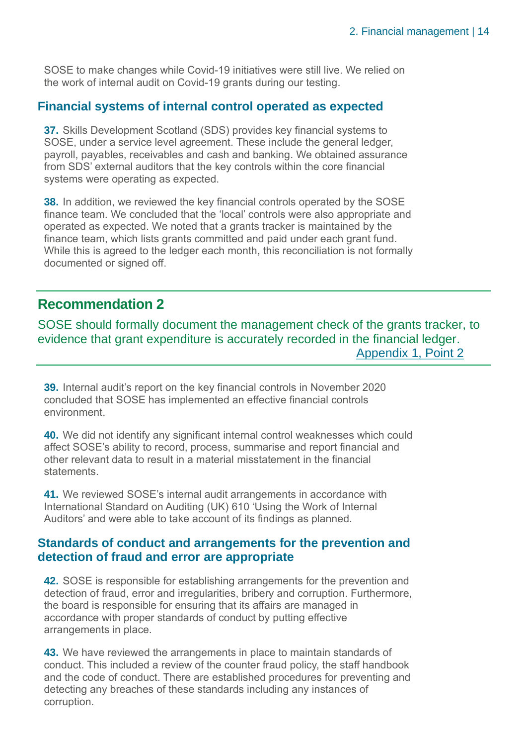SOSE to make changes while Covid-19 initiatives were still live. We relied on the work of internal audit on Covid-19 grants during our testing.

### Financial systems of internal control operated as expected

**37.** Skills Development Scotland (SDS) provides key financial systems to SOSE, under a service level agreement. These include the general ledger, payroll, payables, receivables and cash and banking. We obtained assurance from SDS' external auditors that the key controls within the core financial systems were operating as expected.

**38.** In addition, we reviewed the key financial controls operated by the SOSE finance team. We concluded that the 'local' controls were also appropriate and operated as expected. We noted that a grants tracker is maintained by the finance team, which lists grants committed and paid under each grant fund. While this is agreed to the ledger each month, this reconciliation is not formally documented or signed off.

## Recommendation 2

SOSE should formally document the management check of the grants tracker, to evidence that grant expenditure is accurately recorded in the financial ledger.

Appendix 1, Point 2

**39.** Internal audit's report on the key financial controls in November 2020 concluded that SOSE has implemented an effective financial controls environment.

**40.** We did not identify any significant internal control weaknesses which could affect SOSE's ability to record, process, summarise and report financial and other relevant data to result in a material misstatement in the financial statements.

**41.** We reviewed SOSE's internal audit arrangements in accordance with International Standard on Auditing (UK) 610 'Using the Work of Internal Auditors' and were able to take account of its findings as planned.

### Standards of conduct and arrangements for the prevention and detection of fraud and error are appropriate

**42.** SOSE is responsible for establishing arrangements for the prevention and detection of fraud, error and irregularities, bribery and corruption. Furthermore, the board is responsible for ensuring that its affairs are managed in accordance with proper standards of conduct by putting effective arrangements in place.

**43.** We have reviewed the arrangements in place to maintain standards of conduct. This included a review of the counter fraud policy, the staff handbook and the code of conduct. There are established procedures for preventing and detecting any breaches of these standards including any instances of corruption.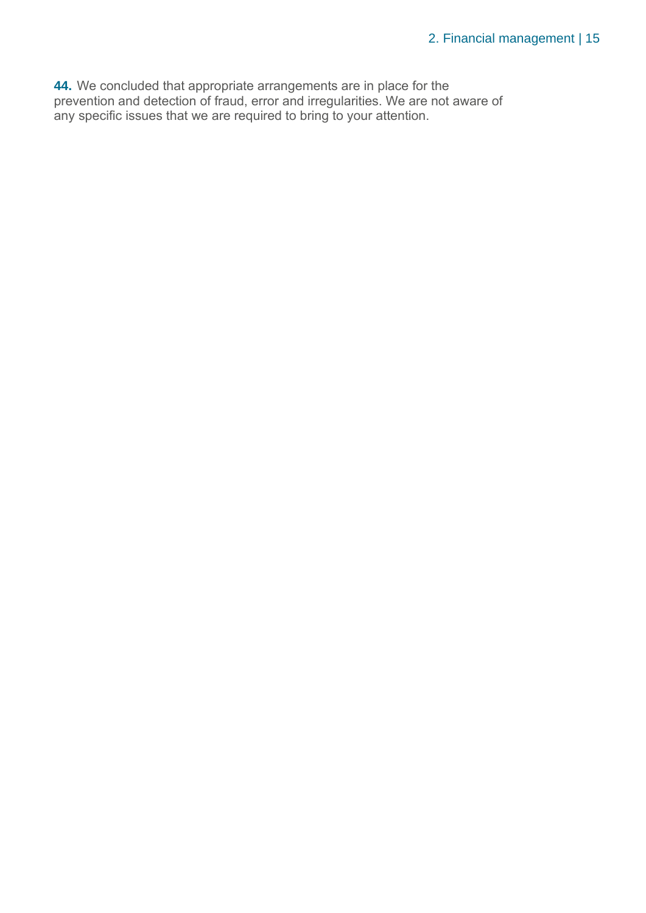**44.** We concluded that appropriate arrangements are in place for the prevention and detection of fraud, error and irregularities. We are not aware of any specific issues that we are required to bring to your attention.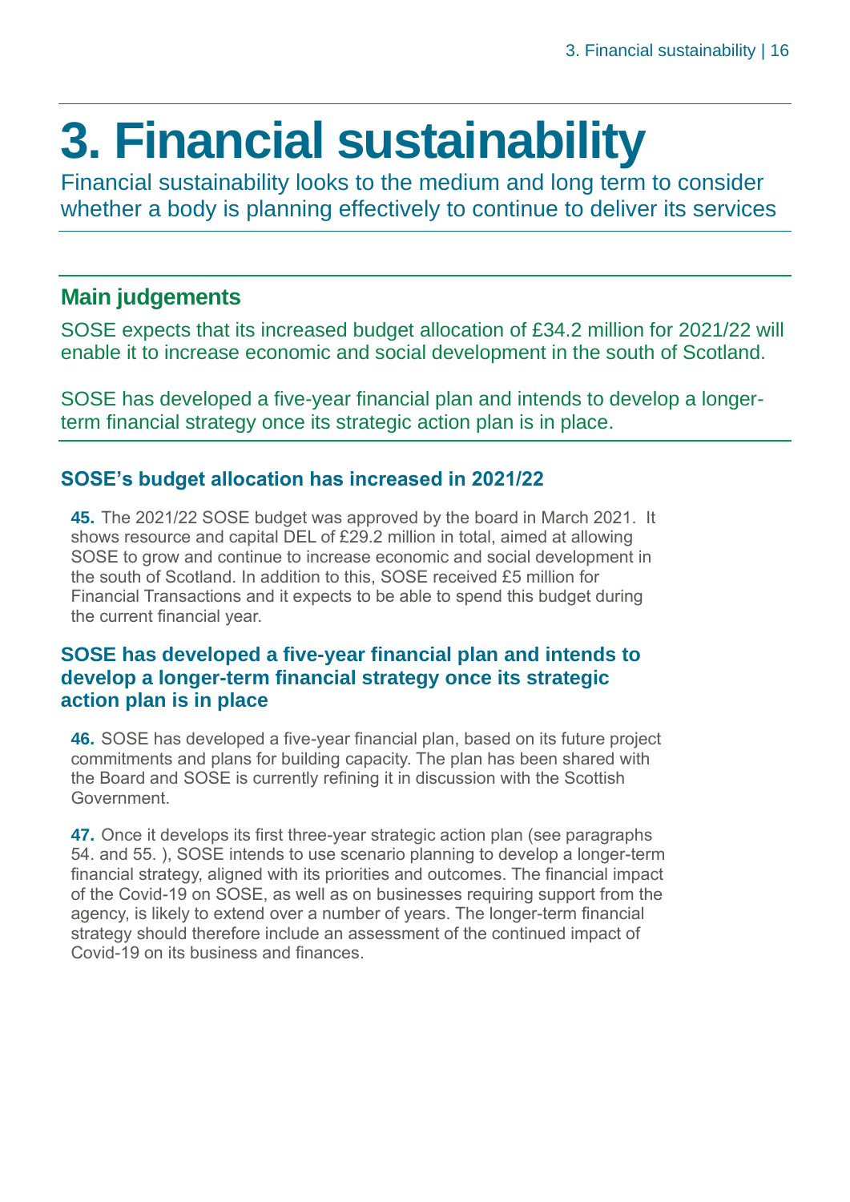# 3. Financial sustainability

Financial sustainability looks to the medium and long term to consider whether a body is planning effectively to continue to deliver its services

## Main judgements

SOSE expects that its increased budget allocation of £34.2 million for 2021/22 will enable it to increase economic and social development in the south of Scotland.

SOSE has developed a five-year financial plan and intends to develop a longer-term financial strategy once its strategic action plan is in place.

### SOSE's budget allocation has increased in 2021/22

**45.** The 2021/22 SOSE budget was approved by the board in March 2021. It shows resource and capital DEL of £29.2 million in total, aimed at allowing SOSE to grow and continue to increase economic and social development in the south of Scotland. In addition to this, SOSE received £5 million for Financial Transactions and it expects to be able to spend this budget during the current financial year.

### SOSE has developed a five-year financial plan and intends to develop a longer-term financial strategy once its strategic action plan is in place

**46.** SOSE has developed a five-year financial plan, based on its future project commitments and plans for building capacity. The plan has been shared with the Board and SOSE is currently refining it in discussion with the Scottish Government.

**47.** Once it develops its first three-year strategic action plan (see paragraphs 54. and 55. ), SOSE intends to use scenario planning to develop a longer-term financial strategy, aligned with its priorities and outcomes. The financial impact of the Covid-19 on SOSE, as well as on businesses requiring support from the agency, is likely to extend over a number of years. The longer-term financial strategy should therefore include an assessment of the continued impact of Covid-19 on its business and finances.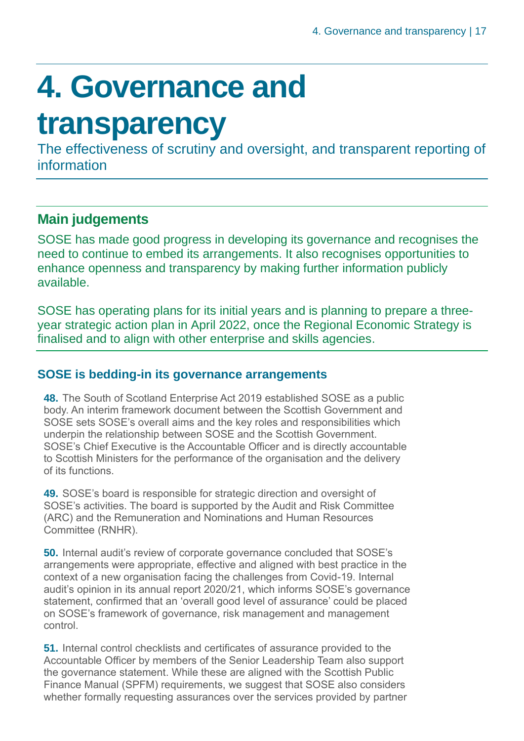# 4. Governance and transparency

The effectiveness of scrutiny and oversight, and transparent reporting of information

## Main judgements

SOSE has made good progress in developing its governance and recognises the need to continue to embed its arrangements. It also recognises opportunities to enhance openness and transparency by making further information publicly available.

SOSE has operating plans for its initial years and is planning to prepare a three-year strategic action plan in April 2022, once the Regional Economic Strategy is finalised and to align with other enterprise and skills agencies.

### SOSE is bedding-in its governance arrangements

**48.** The South of Scotland Enterprise Act 2019 established SOSE as a public body. An interim framework document between the Scottish Government and SOSE sets SOSE's overall aims and the key roles and responsibilities which underpin the relationship between SOSE and the Scottish Government. SOSE's Chief Executive is the Accountable Officer and is directly accountable to Scottish Ministers for the performance of the organisation and the delivery of its functions.

**49.** SOSE's board is responsible for strategic direction and oversight of SOSE's activities. The board is supported by the Audit and Risk Committee (ARC) and the Remuneration and Nominations and Human Resources Committee (RNHR).

**50.** Internal audit's review of corporate governance concluded that SOSE's arrangements were appropriate, effective and aligned with best practice in the context of a new organisation facing the challenges from Covid-19. Internal audit's opinion in its annual report 2020/21, which informs SOSE's governance statement, confirmed that an 'overall good level of assurance' could be placed on SOSE's framework of governance, risk management and management control.

**51.** Internal control checklists and certificates of assurance provided to the Accountable Officer by members of the Senior Leadership Team also support the governance statement. While these are aligned with the Scottish Public Finance Manual (SPFM) requirements, we suggest that SOSE also considers whether formally requesting assurances over the services provided by partner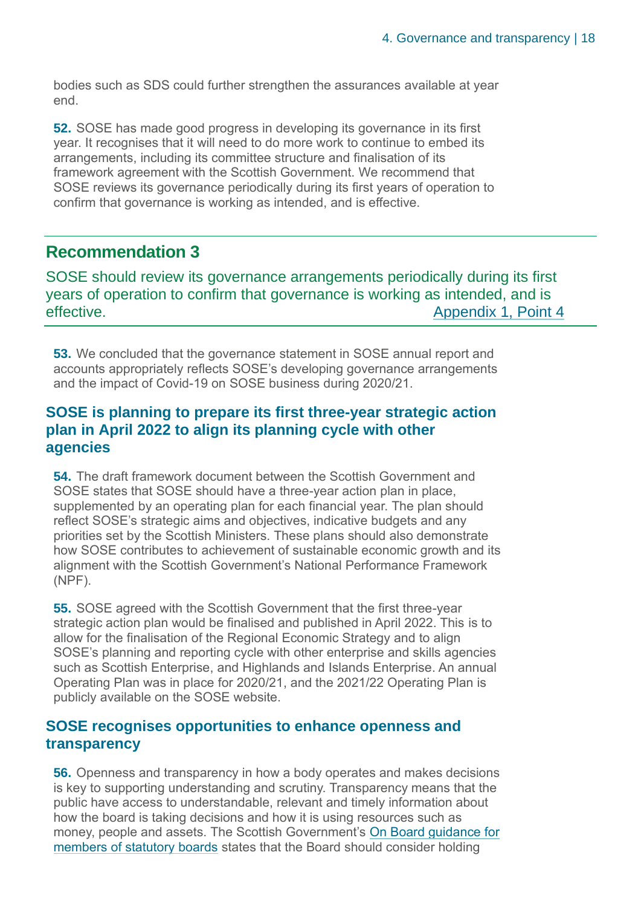bodies such as SDS could further strengthen the assurances available at year end.

**52.** SOSE has made good progress in developing its governance in its first year. It recognises that it will need to do more work to continue to embed its arrangements, including its committee structure and finalisation of its framework agreement with the Scottish Government. We recommend that SOSE reviews its governance periodically during its first years of operation to confirm that governance is working as intended, and is effective.

## Recommendation 3

SOSE should review its governance arrangements periodically during its first years of operation to confirm that governance is working as intended, and is effective. Appendix 1, Point 4

**53.** We concluded that the governance statement in SOSE annual report and accounts appropriately reflects SOSE's developing governance arrangements and the impact of Covid-19 on SOSE business during 2020/21.

### SOSE is planning to prepare its first three-year strategic action plan in April 2022 to align its planning cycle with other agencies

**54.** The draft framework document between the Scottish Government and SOSE states that SOSE should have a three-year action plan in place, supplemented by an operating plan for each financial year. The plan should reflect SOSE's strategic aims and objectives, indicative budgets and any priorities set by the Scottish Ministers. These plans should also demonstrate how SOSE contributes to achievement of sustainable economic growth and its alignment with the Scottish Government's National Performance Framework (NPF).

**55.** SOSE agreed with the Scottish Government that the first three-year strategic action plan would be finalised and published in April 2022. This is to allow for the finalisation of the Regional Economic Strategy and to align SOSE's planning and reporting cycle with other enterprise and skills agencies such as Scottish Enterprise, and Highlands and Islands Enterprise. An annual Operating Plan was in place for 2020/21, and the 2021/22 Operating Plan is publicly available on the SOSE website.

### SOSE recognises opportunities to enhance openness and transparency

**56.** Openness and transparency in how a body operates and makes decisions is key to supporting understanding and scrutiny. Transparency means that the public have access to understandable, relevant and timely information about how the board is taking decisions and how it is using resources such as money, people and assets. The Scottish Government's On Board guidance for members of statutory boards states that the Board should consider holding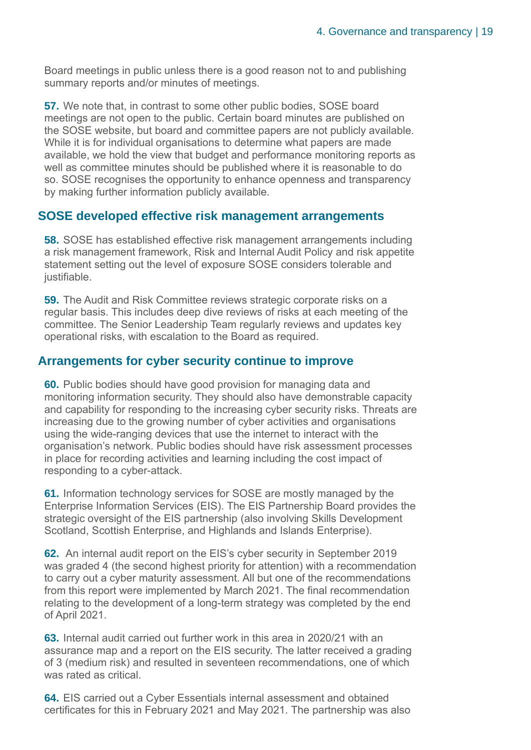Board meetings in public unless there is a good reason not to and publishing summary reports and/or minutes of meetings.

**57.** We note that, in contrast to some other public bodies, SOSE board meetings are not open to the public. Certain board minutes are published on the SOSE website, but board and committee papers are not publicly available. While it is for individual organisations to determine what papers are made available, we hold the view that budget and performance monitoring reports as well as committee minutes should be published where it is reasonable to do so. SOSE recognises the opportunity to enhance openness and transparency by making further information publicly available.

## SOSE developed effective risk management arrangements

**58.** SOSE has established effective risk management arrangements including a risk management framework, Risk and Internal Audit Policy and risk appetite statement setting out the level of exposure SOSE considers tolerable and justifiable.

**59.** The Audit and Risk Committee reviews strategic corporate risks on a regular basis. This includes deep dive reviews of risks at each meeting of the committee. The Senior Leadership Team regularly reviews and updates key operational risks, with escalation to the Board as required.

## Arrangements for cyber security continue to improve

**60.** Public bodies should have good provision for managing data and monitoring information security. They should also have demonstrable capacity and capability for responding to the increasing cyber security risks. Threats are increasing due to the growing number of cyber activities and organisations using the wide-ranging devices that use the internet to interact with the organisation's network. Public bodies should have risk assessment processes in place for recording activities and learning including the cost impact of responding to a cyber-attack.

**61.** Information technology services for SOSE are mostly managed by the Enterprise Information Services (EIS). The EIS Partnership Board provides the strategic oversight of the EIS partnership (also involving Skills Development Scotland, Scottish Enterprise, and Highlands and Islands Enterprise).

**62.** An internal audit report on the EIS's cyber security in September 2019 was graded 4 (the second highest priority for attention) with a recommendation to carry out a cyber maturity assessment. All but one of the recommendations from this report were implemented by March 2021. The final recommendation relating to the development of a long-term strategy was completed by the end of April 2021.

**63.** Internal audit carried out further work in this area in 2020/21 with an assurance map and a report on the EIS security. The latter received a grading of 3 (medium risk) and resulted in seventeen recommendations, one of which was rated as critical.

**64.** EIS carried out a Cyber Essentials internal assessment and obtained certificates for this in February 2021 and May 2021. The partnership was also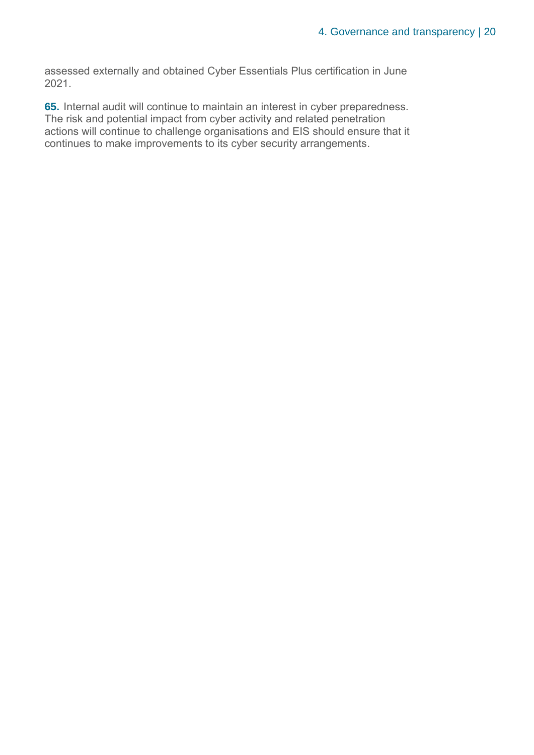assessed externally and obtained Cyber Essentials Plus certification in June 2021.

**65.** Internal audit will continue to maintain an interest in cyber preparedness. The risk and potential impact from cyber activity and related penetration actions will continue to challenge organisations and EIS should ensure that it continues to make improvements to its cyber security arrangements.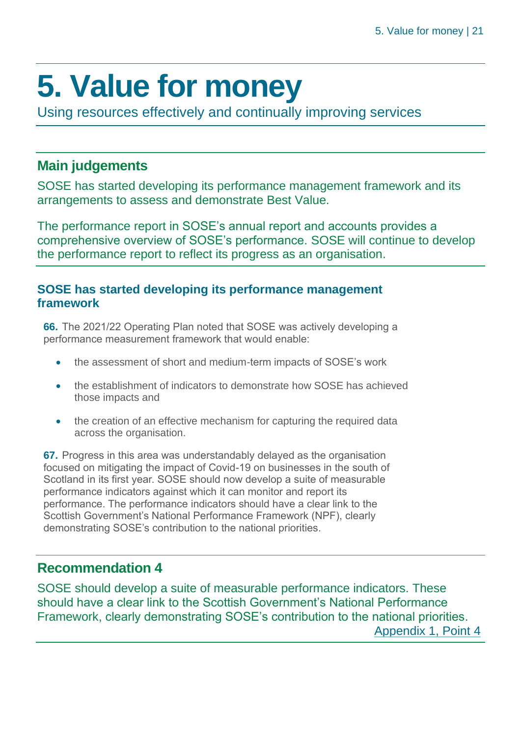# 5. Value for money

Using resources effectively and continually improving services

## Main judgements

SOSE has started developing its performance management framework and its arrangements to assess and demonstrate Best Value.

The performance report in SOSE's annual report and accounts provides a comprehensive overview of SOSE's performance. SOSE will continue to develop the performance report to reflect its progress as an organisation.

### SOSE has started developing its performance management framework

**66.** The 2021/22 Operating Plan noted that SOSE was actively developing a performance measurement framework that would enable:

- the assessment of short and medium-term impacts of SOSE's work
- the establishment of indicators to demonstrate how SOSE has achieved those impacts and
- the creation of an effective mechanism for capturing the required data across the organisation.

**67.** Progress in this area was understandably delayed as the organisation focused on mitigating the impact of Covid-19 on businesses in the south of Scotland in its first year. SOSE should now develop a suite of measurable performance indicators against which it can monitor and report its performance. The performance indicators should have a clear link to the Scottish Government's National Performance Framework (NPF), clearly demonstrating SOSE's contribution to the national priorities.

## Recommendation 4

SOSE should develop a suite of measurable performance indicators. These should have a clear link to the Scottish Government's National Performance Framework, clearly demonstrating SOSE's contribution to the national priorities.

Appendix 1, Point 4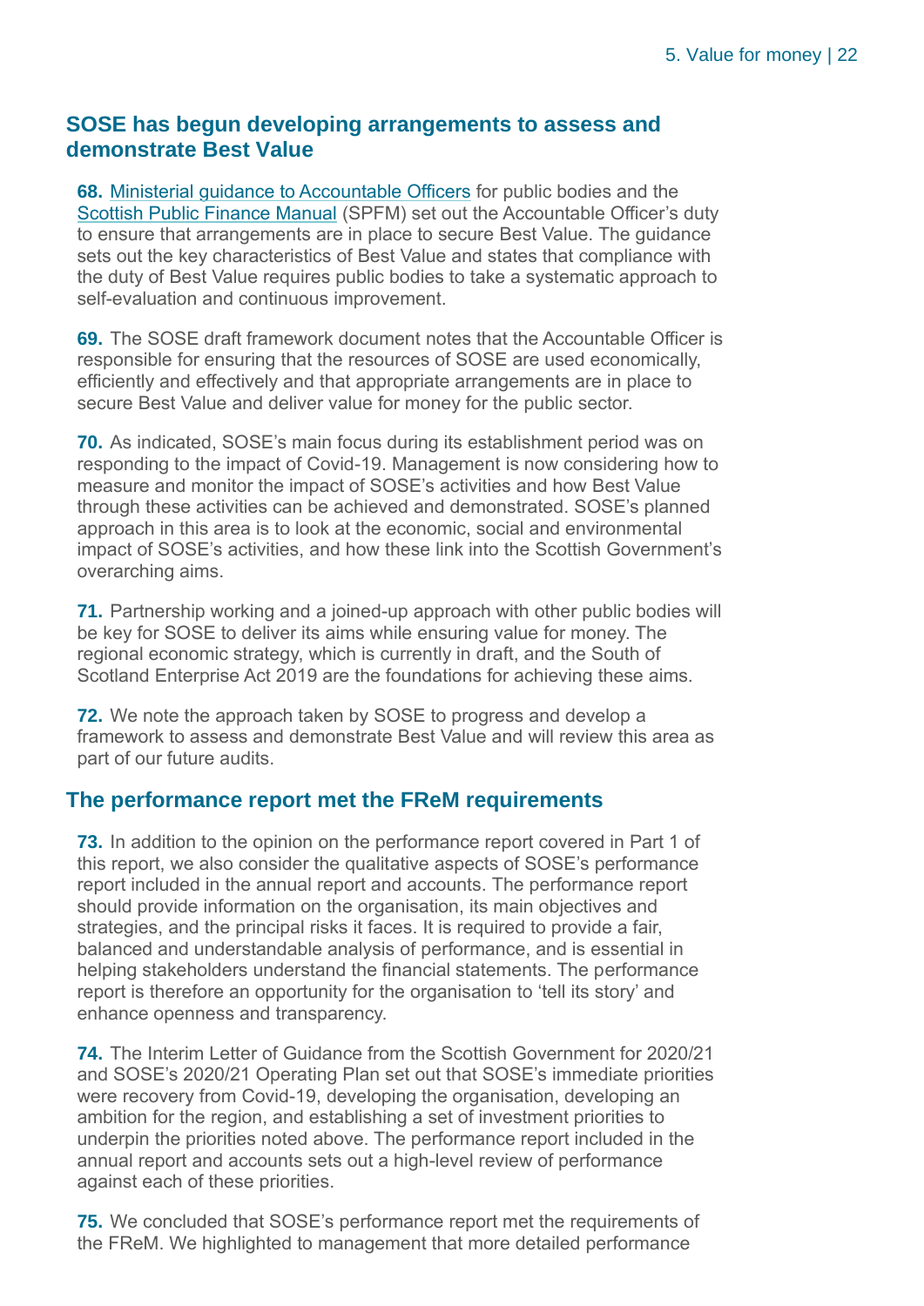## SOSE has begun developing arrangements to assess and demonstrate Best Value

**68.** Ministerial guidance to Accountable Officers for public bodies and the Scottish Public Finance Manual (SPFM) set out the Accountable Officer's duty to ensure that arrangements are in place to secure Best Value. The guidance sets out the key characteristics of Best Value and states that compliance with the duty of Best Value requires public bodies to take a systematic approach to self-evaluation and continuous improvement.

**69.** The SOSE draft framework document notes that the Accountable Officer is responsible for ensuring that the resources of SOSE are used economically, efficiently and effectively and that appropriate arrangements are in place to secure Best Value and deliver value for money for the public sector.

**70.** As indicated, SOSE's main focus during its establishment period was on responding to the impact of Covid-19. Management is now considering how to measure and monitor the impact of SOSE's activities and how Best Value through these activities can be achieved and demonstrated. SOSE's planned approach in this area is to look at the economic, social and environmental impact of SOSE's activities, and how these link into the Scottish Government's overarching aims.

**71.** Partnership working and a joined-up approach with other public bodies will be key for SOSE to deliver its aims while ensuring value for money. The regional economic strategy, which is currently in draft, and the South of Scotland Enterprise Act 2019 are the foundations for achieving these aims.

**72.** We note the approach taken by SOSE to progress and develop a framework to assess and demonstrate Best Value and will review this area as part of our future audits.

## The performance report met the FReM requirements

**73.** In addition to the opinion on the performance report covered in Part 1 of this report, we also consider the qualitative aspects of SOSE's performance report included in the annual report and accounts. The performance report should provide information on the organisation, its main objectives and strategies, and the principal risks it faces. It is required to provide a fair, balanced and understandable analysis of performance, and is essential in helping stakeholders understand the financial statements. The performance report is therefore an opportunity for the organisation to 'tell its story' and enhance openness and transparency.

**74.** The Interim Letter of Guidance from the Scottish Government for 2020/21 and SOSE's 2020/21 Operating Plan set out that SOSE's immediate priorities were recovery from Covid-19, developing the organisation, developing an ambition for the region, and establishing a set of investment priorities to underpin the priorities noted above. The performance report included in the annual report and accounts sets out a high-level review of performance against each of these priorities.

**75.** We concluded that SOSE's performance report met the requirements of the FReM. We highlighted to management that more detailed performance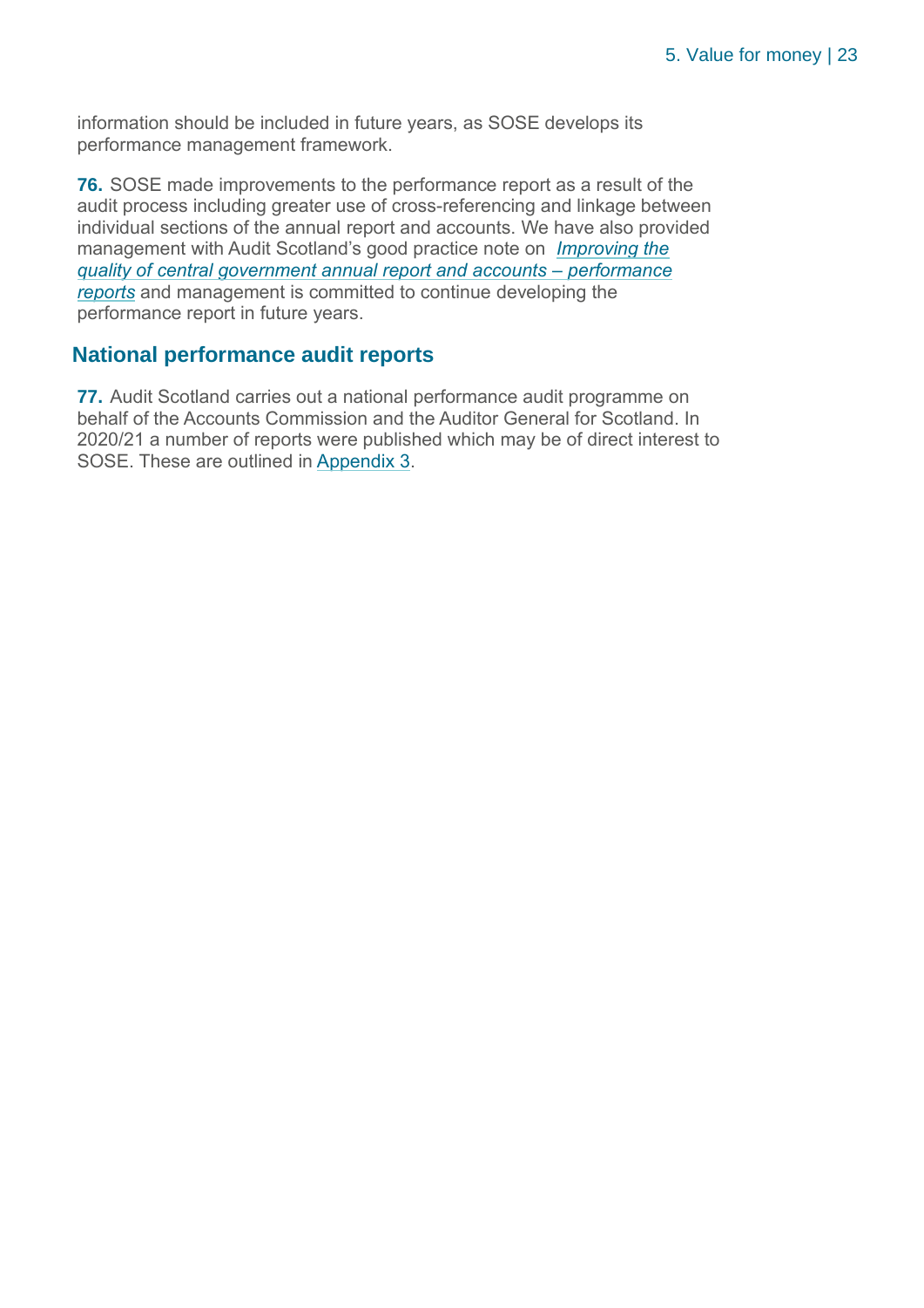information should be included in future years, as SOSE develops its performance management framework.

**76.** SOSE made improvements to the performance report as a result of the audit process including greater use of cross-referencing and linkage between individual sections of the annual report and accounts. We have also provided management with Audit Scotland's good practice note on *Improving the quality of central government annual report and accounts – performance reports* and management is committed to continue developing the performance report in future years.

## National performance audit reports

**77.** Audit Scotland carries out a national performance audit programme on behalf of the Accounts Commission and the Auditor General for Scotland. In 2020/21 a number of reports were published which may be of direct interest to SOSE. These are outlined in Appendix 3.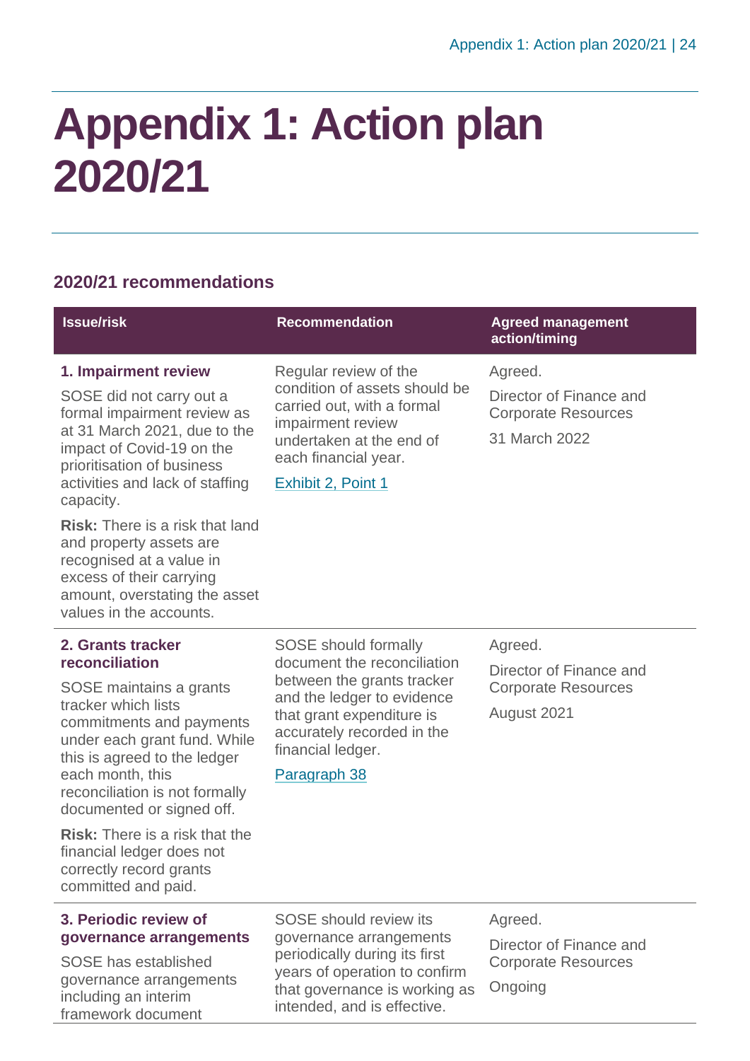# Appendix 1: Action plan 2020/21

## 2020/21 recommendations

| Issue/risk | Recommendation | Agreed management action/timing |
|---|---|---|
| **1. Impairment review**<br><br>SOSE did not carry out a formal impairment review as at 31 March 2021, due to the impact of Covid-19 on the prioritisation of business activities and lack of staffing capacity.<br><br>**Risk:** There is a risk that land and property assets are recognised at a value in excess of their carrying amount, overstating the asset values in the accounts. | Regular review of the condition of assets should be carried out, with a formal impairment review undertaken at the end of each financial year.<br><br>Exhibit 2, Point 1 | Agreed.<br><br>Director of Finance and Corporate Resources<br><br>31 March 2022 |
| **2. Grants tracker reconciliation**<br><br>SOSE maintains a grants tracker which lists commitments and payments under each grant fund. While this is agreed to the ledger each month, this reconciliation is not formally documented or signed off.<br><br>**Risk:** There is a risk that the financial ledger does not correctly record grants committed and paid. | SOSE should formally document the reconciliation between the grants tracker and the ledger to evidence that grant expenditure is accurately recorded in the financial ledger.<br><br>Paragraph 38 | Agreed.<br><br>Director of Finance and Corporate Resources<br><br>August 2021 |
| **3. Periodic review of governance arrangements**<br><br>SOSE has established governance arrangements including an interim framework document | SOSE should review its governance arrangements periodically during its first years of operation to confirm that governance is working as intended, and is effective. | Agreed.<br><br>Director of Finance and Corporate Resources<br><br>Ongoing |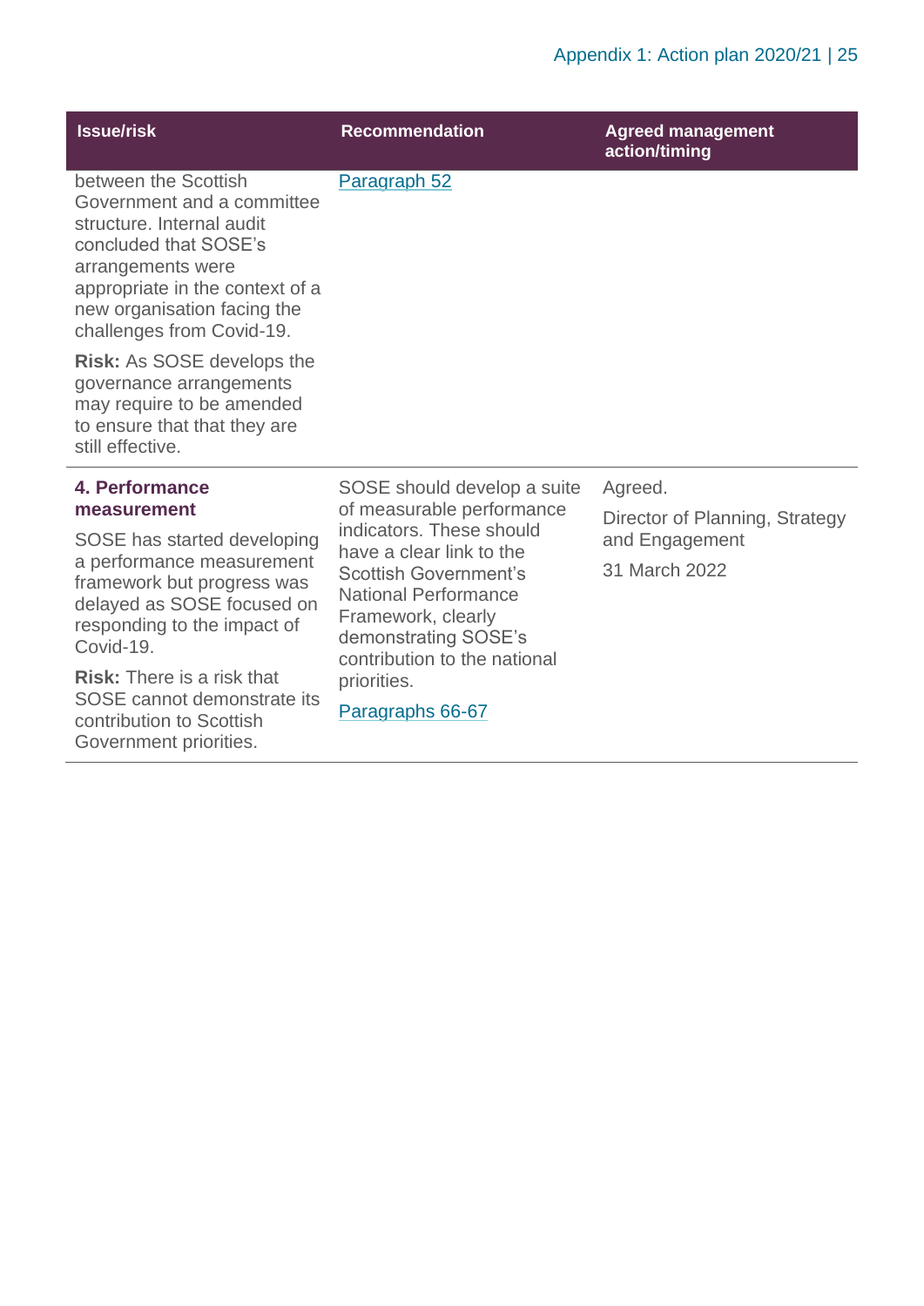| Issue/risk | Recommendation | Agreed management action/timing |
|---|---|---|
| between the Scottish Government and a committee structure. Internal audit concluded that SOSE's arrangements were appropriate in the context of a new organisation facing the challenges from Covid-19.<br><br>**Risk:** As SOSE develops the governance arrangements may require to be amended to ensure that that they are still effective. | Paragraph 52 | |
| **4. Performance measurement**<br><br>SOSE has started developing a performance measurement framework but progress was delayed as SOSE focused on responding to the impact of Covid-19.<br><br>**Risk:** There is a risk that SOSE cannot demonstrate its contribution to Scottish Government priorities. | SOSE should develop a suite of measurable performance indicators. These should have a clear link to the Scottish Government's National Performance Framework, clearly demonstrating SOSE's contribution to the national priorities.<br><br>Paragraphs 66-67 | Agreed.<br><br>Director of Planning, Strategy and Engagement<br><br>31 March 2022 |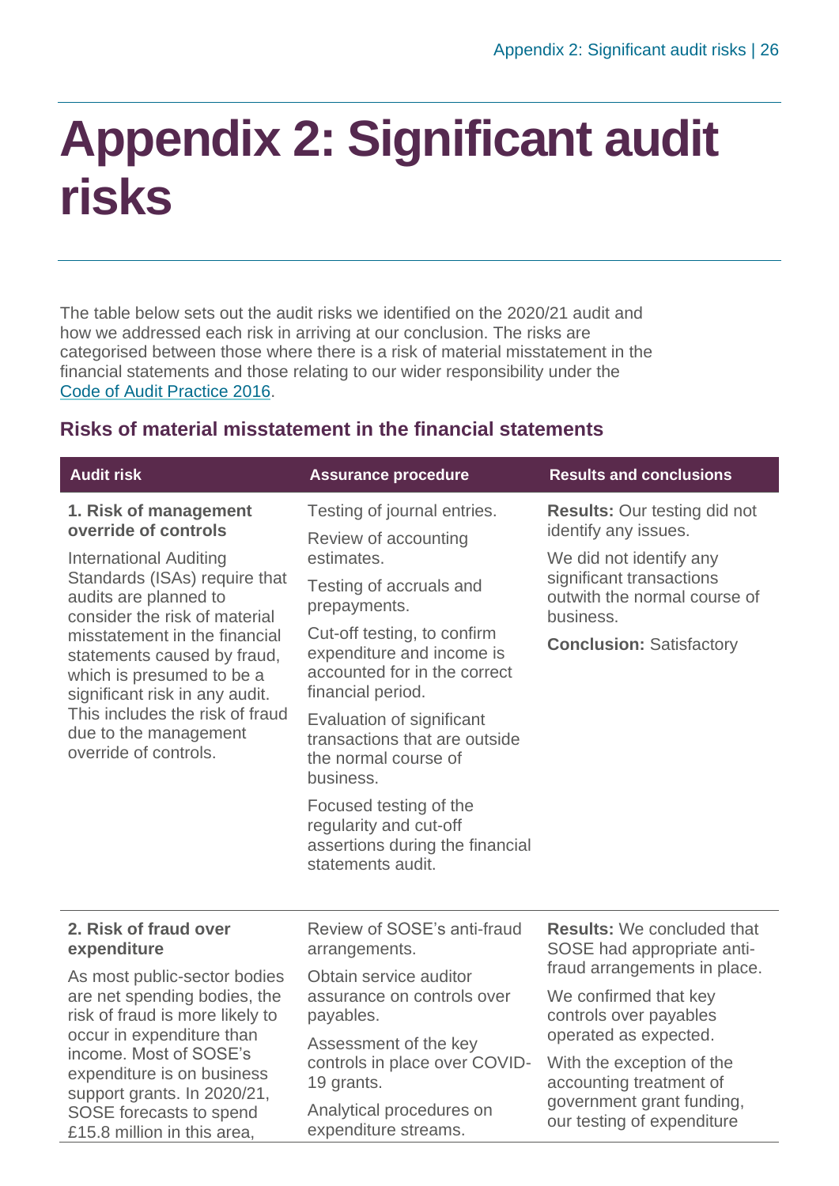# Appendix 2: Significant audit risks

The table below sets out the audit risks we identified on the 2020/21 audit and how we addressed each risk in arriving at our conclusion. The risks are categorised between those where there is a risk of material misstatement in the financial statements and those relating to our wider responsibility under the Code of Audit Practice 2016.

## Risks of material misstatement in the financial statements

| Audit risk | Assurance procedure | Results and conclusions |
|---|---|---|
| **1. Risk of management override of controls**<br><br>International Auditing Standards (ISAs) require that audits are planned to consider the risk of material misstatement in the financial statements caused by fraud, which is presumed to be a significant risk in any audit. This includes the risk of fraud due to the management override of controls. | Testing of journal entries.<br><br>Review of accounting estimates.<br><br>Testing of accruals and prepayments.<br><br>Cut-off testing, to confirm expenditure and income is accounted for in the correct financial period.<br><br>Evaluation of significant transactions that are outside the normal course of business.<br><br>Focused testing of the regularity and cut-off assertions during the financial statements audit. | **Results:** Our testing did not identify any issues.<br><br>We did not identify any significant transactions outwith the normal course of business.<br><br>**Conclusion:** Satisfactory |
| **2. Risk of fraud over expenditure**<br><br>As most public-sector bodies are net spending bodies, the risk of fraud is more likely to occur in expenditure than income. Most of SOSE's expenditure is on business support grants. In 2020/21, SOSE forecasts to spend £15.8 million in this area, | Review of SOSE's anti-fraud arrangements.<br><br>Obtain service auditor assurance on controls over payables.<br><br>Assessment of the key controls in place over COVID-19 grants.<br><br>Analytical procedures on expenditure streams. | **Results:** We concluded that SOSE had appropriate anti-fraud arrangements in place.<br><br>We confirmed that key controls over payables operated as expected.<br><br>With the exception of the accounting treatment of government grant funding, our testing of expenditure |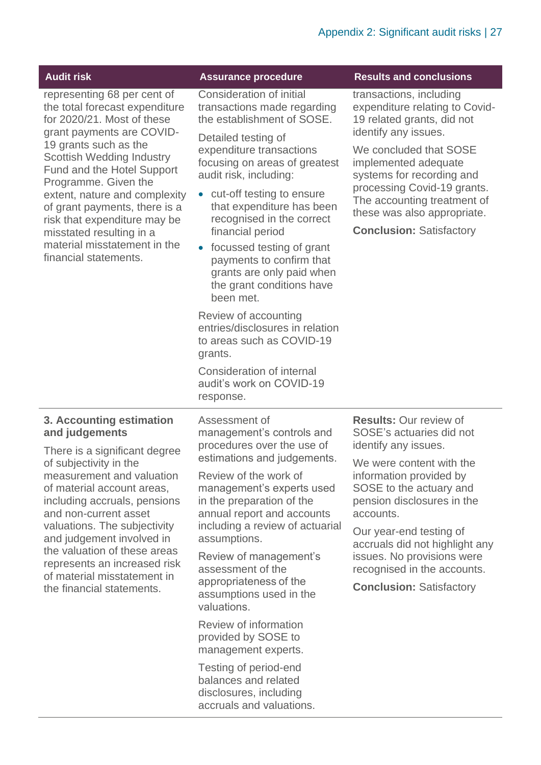| Audit risk | Assurance procedure | Results and conclusions |
|---|---|---|
| representing 68 per cent of the total forecast expenditure for 2020/21. Most of these grant payments are COVID-19 grants such as the Scottish Wedding Industry Fund and the Hotel Support Programme. Given the extent, nature and complexity of grant payments, there is a risk that expenditure may be misstated resulting in a material misstatement in the financial statements. | Consideration of initial transactions made regarding the establishment of SOSE.<br><br>Detailed testing of expenditure transactions focusing on areas of greatest audit risk, including:<br>• cut-off testing to ensure that expenditure has been recognised in the correct financial period<br>• focussed testing of grant payments to confirm that grants are only paid when the grant conditions have been met.<br><br>Review of accounting entries/disclosures in relation to areas such as COVID-19 grants.<br><br>Consideration of internal audit's work on COVID-19 response. | transactions, including expenditure relating to Covid-19 related grants, did not identify any issues.<br><br>We concluded that SOSE implemented adequate systems for recording and processing Covid-19 grants. The accounting treatment of these was also appropriate.<br><br>**Conclusion:** Satisfactory |
| **3. Accounting estimation and judgements**<br><br>There is a significant degree of subjectivity in the measurement and valuation of material account areas, including accruals, pensions and non-current asset valuations. The subjectivity and judgement involved in the valuation of these areas represents an increased risk of material misstatement in the financial statements. | Assessment of management's controls and procedures over the use of estimations and judgements.<br><br>Review of the work of management's experts used in the preparation of the annual report and accounts including a review of actuarial assumptions.<br><br>Review of management's assessment of the appropriateness of the assumptions used in the valuations.<br><br>Review of information provided by SOSE to management experts.<br><br>Testing of period-end balances and related disclosures, including accruals and valuations. | **Results:** Our review of SOSE's actuaries did not identify any issues.<br><br>We were content with the information provided by SOSE to the actuary and pension disclosures in the accounts.<br><br>Our year-end testing of accruals did not highlight any issues. No provisions were recognised in the accounts.<br><br>**Conclusion:** Satisfactory |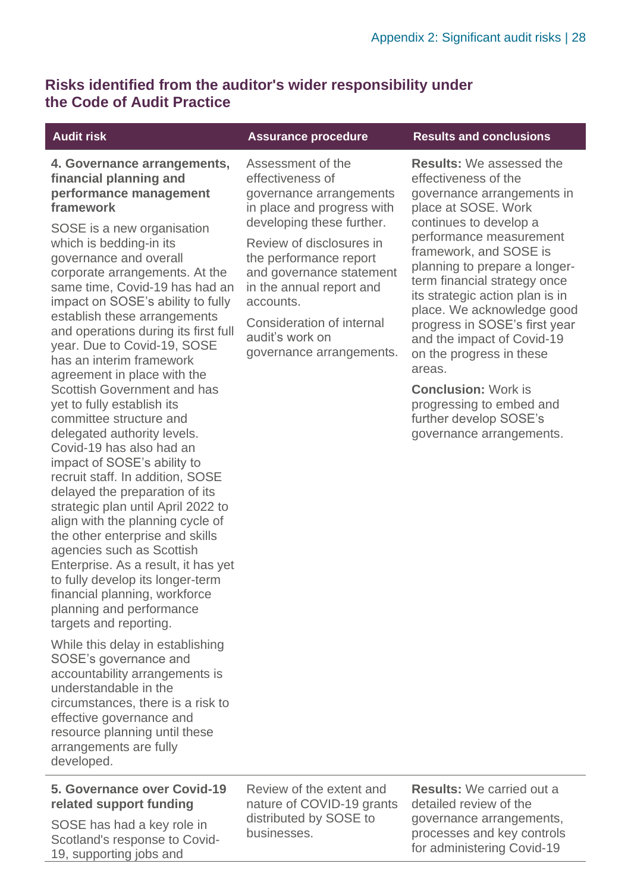## Risks identified from the auditor's wider responsibility under the Code of Audit Practice

| Audit risk | Assurance procedure | Results and conclusions |
|---|---|---|
| **4. Governance arrangements, financial planning and performance management framework**<br><br>SOSE is a new organisation which is bedding-in its governance and overall corporate arrangements. At the same time, Covid-19 has had an impact on SOSE's ability to fully establish these arrangements and operations during its first full year. Due to Covid-19, SOSE has an interim framework agreement in place with the Scottish Government and has yet to fully establish its committee structure and delegated authority levels. Covid-19 has also had an impact of SOSE's ability to recruit staff. In addition, SOSE delayed the preparation of its strategic plan until April 2022 to align with the planning cycle of the other enterprise and skills agencies such as Scottish Enterprise. As a result, it has yet to fully develop its longer-term financial planning, workforce planning and performance targets and reporting.<br><br>While this delay in establishing SOSE's governance and accountability arrangements is understandable in the circumstances, there is a risk to effective governance and resource planning until these arrangements are fully developed. | Assessment of the effectiveness of governance arrangements in place and progress with developing these further.<br><br>Review of disclosures in the performance report and governance statement in the annual report and accounts.<br><br>Consideration of internal audit's work on governance arrangements. | **Results:** We assessed the effectiveness of the governance arrangements in place at SOSE. Work continues to develop a performance measurement framework, and SOSE is planning to prepare a longer-term financial strategy once its strategic action plan is in place. We acknowledge good progress in SOSE's first year and the impact of Covid-19 on the progress in these areas.<br><br>**Conclusion:** Work is progressing to embed and further develop SOSE's governance arrangements. |
| **5. Governance over Covid-19 related support funding**<br><br>SOSE has had a key role in Scotland's response to Covid-19, supporting jobs and | Review of the extent and nature of COVID-19 grants distributed by SOSE to businesses. | **Results:** We carried out a detailed review of the governance arrangements, processes and key controls for administering Covid-19 |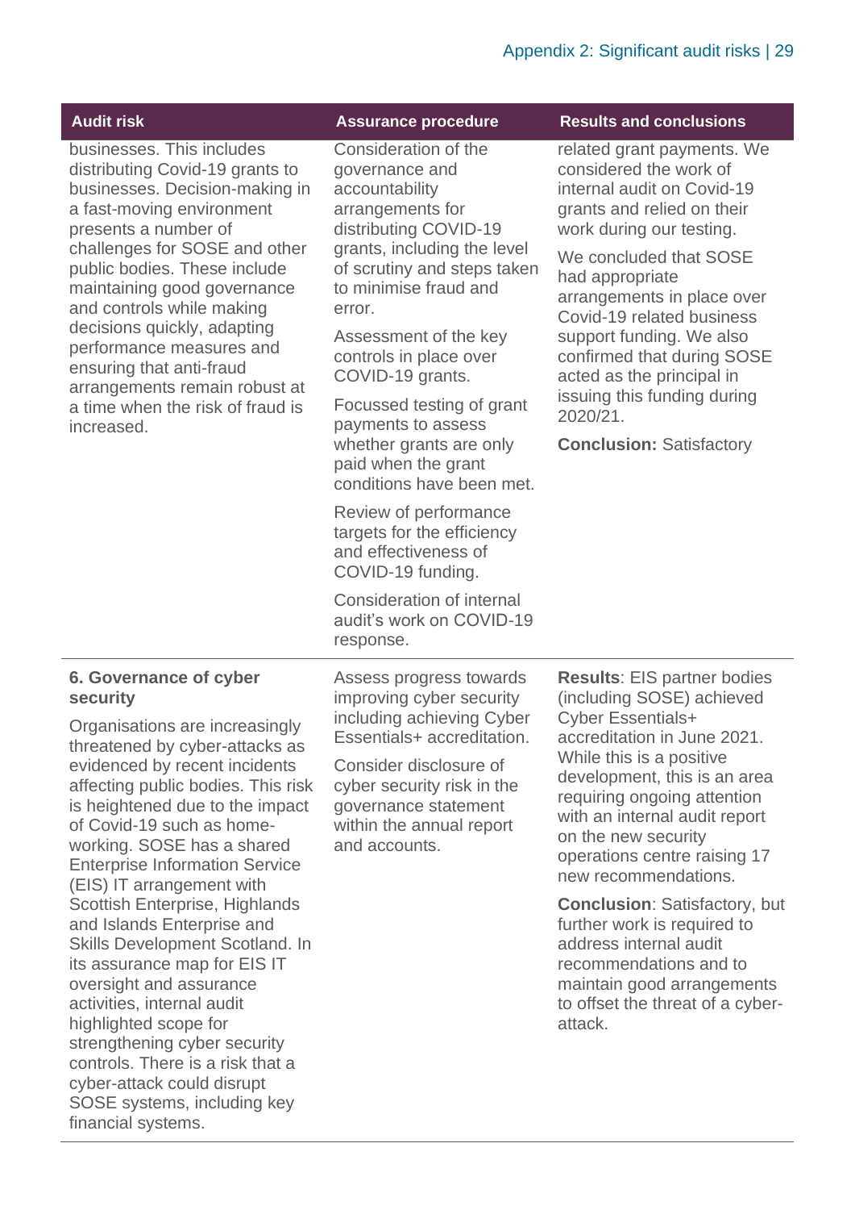| Audit risk | Assurance procedure | Results and conclusions |
|---|---|---|
| businesses. This includes distributing Covid-19 grants to businesses. Decision-making in a fast-moving environment presents a number of challenges for SOSE and other public bodies. These include maintaining good governance and controls while making decisions quickly, adapting performance measures and ensuring that anti-fraud arrangements remain robust at a time when the risk of fraud is increased. | Consideration of the governance and accountability arrangements for distributing COVID-19 grants, including the level of scrutiny and steps taken to minimise fraud and error.<br><br>Assessment of the key controls in place over COVID-19 grants.<br><br>Focussed testing of grant payments to assess whether grants are only paid when the grant conditions have been met.<br><br>Review of performance targets for the efficiency and effectiveness of COVID-19 funding.<br><br>Consideration of internal audit's work on COVID-19 response. | related grant payments. We considered the work of internal audit on Covid-19 grants and relied on their work during our testing.<br><br>We concluded that SOSE had appropriate arrangements in place over Covid-19 related business support funding. We also confirmed that during SOSE acted as the principal in issuing this funding during 2020/21.<br><br>**Conclusion:** Satisfactory |
| **6. Governance of cyber security**<br><br>Organisations are increasingly threatened by cyber-attacks as evidenced by recent incidents affecting public bodies. This risk is heightened due to the impact of Covid-19 such as home-working. SOSE has a shared Enterprise Information Service (EIS) IT arrangement with Scottish Enterprise, Highlands and Islands Enterprise and Skills Development Scotland. In its assurance map for EIS IT oversight and assurance activities, internal audit highlighted scope for strengthening cyber security controls. There is a risk that a cyber-attack could disrupt SOSE systems, including key financial systems. | Assess progress towards improving cyber security including achieving Cyber Essentials+ accreditation.<br><br>Consider disclosure of cyber security risk in the governance statement within the annual report and accounts. | **Results**: EIS partner bodies (including SOSE) achieved Cyber Essentials+ accreditation in June 2021. While this is a positive development, this is an area requiring ongoing attention with an internal audit report on the new security operations centre raising 17 new recommendations.<br><br>**Conclusion**: Satisfactory, but further work is required to address internal audit recommendations and to maintain good arrangements to offset the threat of a cyber-attack. |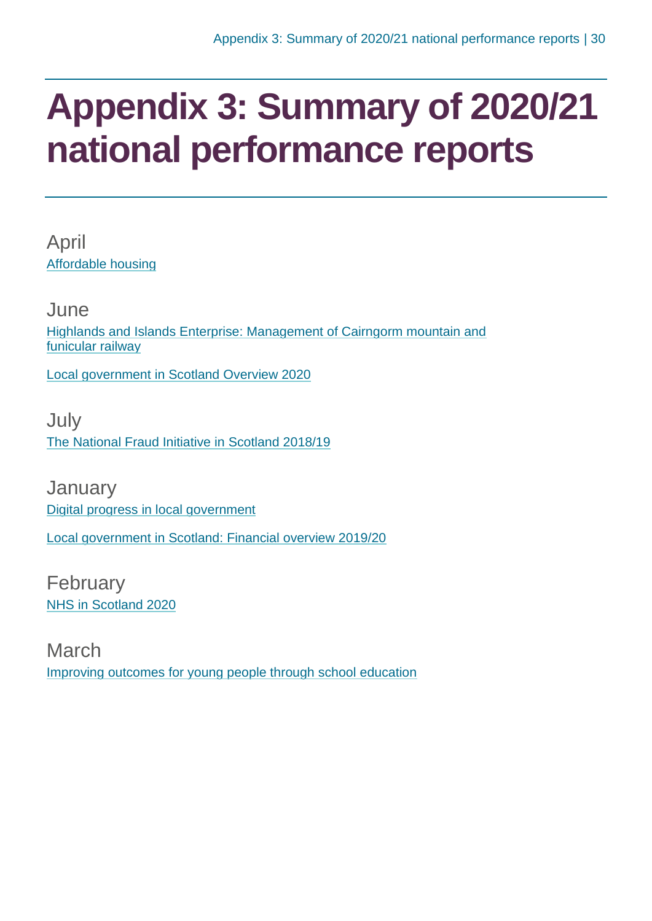# Appendix 3: Summary of 2020/21 national performance reports

April

Affordable housing

June

Highlands and Islands Enterprise: Management of Cairngorm mountain and funicular railway

Local government in Scotland Overview 2020

July

The National Fraud Initiative in Scotland 2018/19

January

Digital progress in local government

Local government in Scotland: Financial overview 2019/20

February

NHS in Scotland 2020

March

Improving outcomes for young people through school education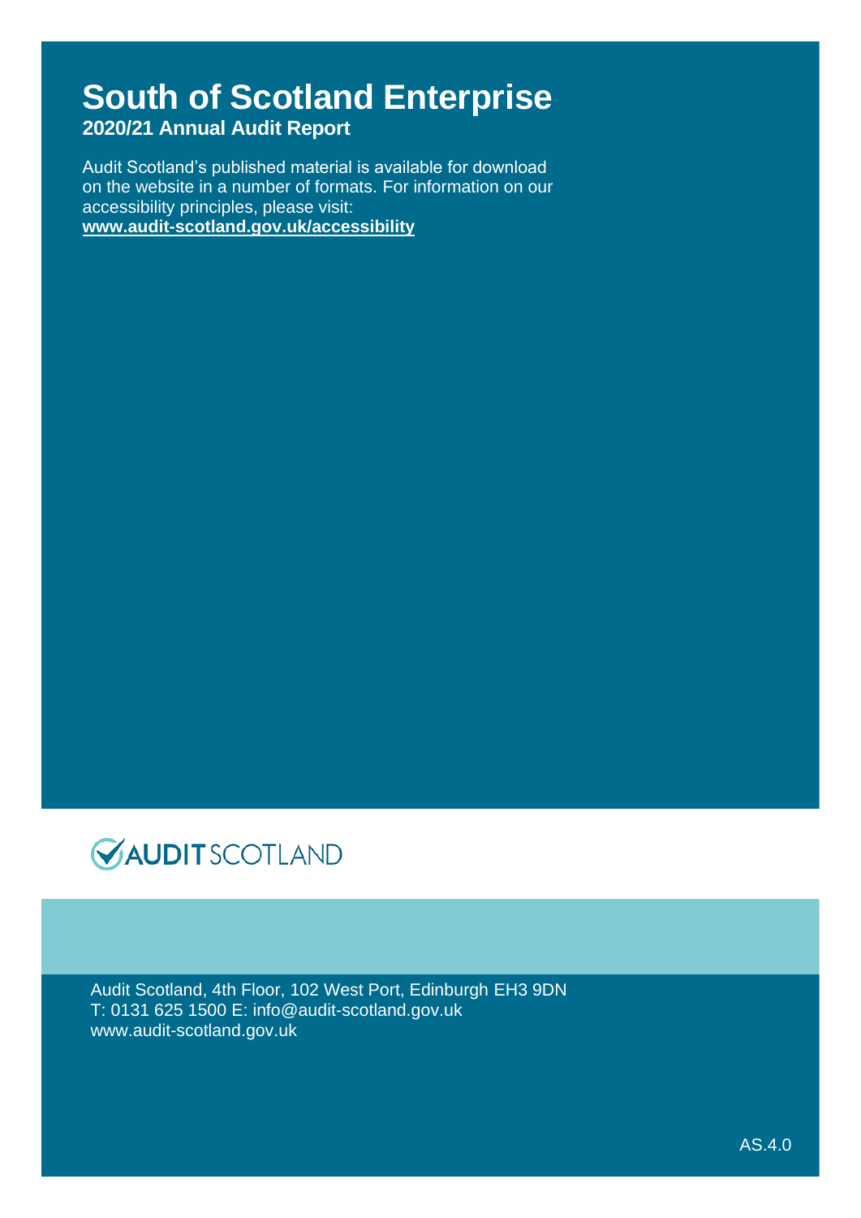# South of Scotland Enterprise

## 2020/21 Annual Audit Report

Audit Scotland's published material is available for download on the website in a number of formats. For information on our accessibility principles, please visit:
**www.audit-scotland.gov.uk/accessibility**

AUDIT SCOTLAND

Audit Scotland, 4th Floor, 102 West Port, Edinburgh EH3 9DN
T: 0131 625 1500 E: info@audit-scotland.gov.uk
www.audit-scotland.gov.uk

AS.4.0